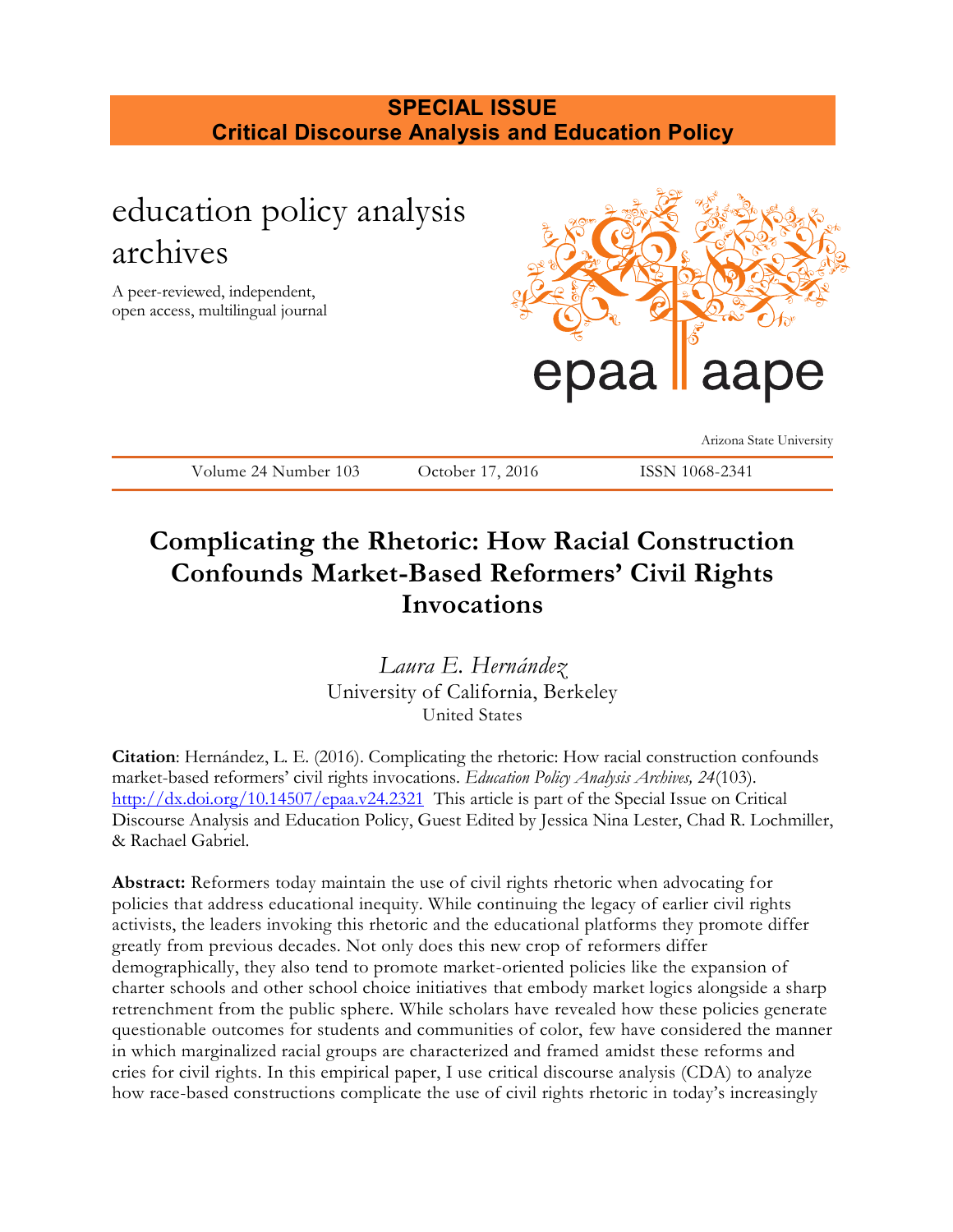**SPECIAL ISSUE**
**Critical Discourse Analysis and Education Policy**

education policy analysis archives

A peer-reviewed, independent, open access, multilingual journal

epaa aape

Arizona State University

Volume 24 Number 103 | October 17, 2016 | ISSN 1068-2341

# Complicating the Rhetoric: How Racial Construction Confounds Market-Based Reformers' Civil Rights Invocations

*Laura E. Hernández*
University of California, Berkeley
United States

**Citation**: Hernández, L. E. (2016). Complicating the rhetoric: How racial construction confounds market-based reformers' civil rights invocations. *Education Policy Analysis Archives, 24*(103). http://dx.doi.org/10.14507/epaa.v24.2321 This article is part of the Special Issue on Critical Discourse Analysis and Education Policy, Guest Edited by Jessica Nina Lester, Chad R. Lochmiller, & Rachael Gabriel.

**Abstract:** Reformers today maintain the use of civil rights rhetoric when advocating for policies that address educational inequity. While continuing the legacy of earlier civil rights activists, the leaders invoking this rhetoric and the educational platforms they promote differ greatly from previous decades. Not only does this new crop of reformers differ demographically, they also tend to promote market-oriented policies like the expansion of charter schools and other school choice initiatives that embody market logics alongside a sharp retrenchment from the public sphere. While scholars have revealed how these policies generate questionable outcomes for students and communities of color, few have considered the manner in which marginalized racial groups are characterized and framed amidst these reforms and cries for civil rights. In this empirical paper, I use critical discourse analysis (CDA) to analyze how race-based constructions complicate the use of civil rights rhetoric in today's increasingly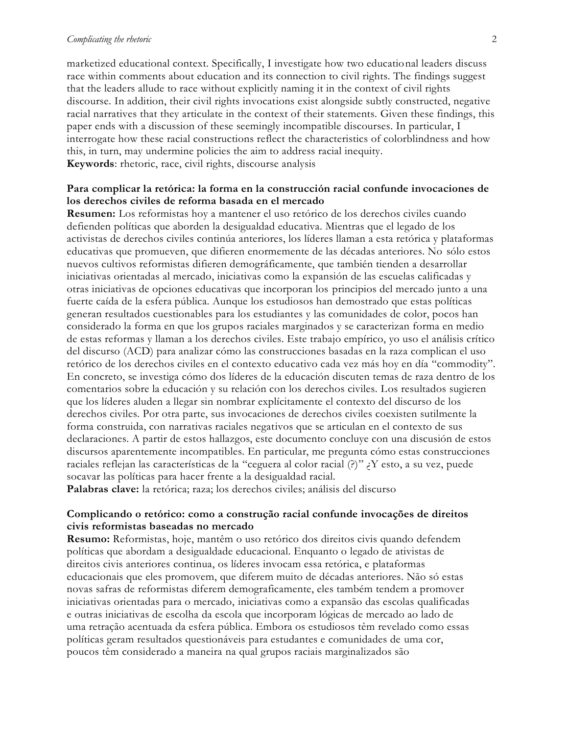marketized educational context. Specifically, I investigate how two educational leaders discuss race within comments about education and its connection to civil rights. The findings suggest that the leaders allude to race without explicitly naming it in the context of civil rights discourse. In addition, their civil rights invocations exist alongside subtly constructed, negative racial narratives that they articulate in the context of their statements. Given these findings, this paper ends with a discussion of these seemingly incompatible discourses. In particular, I interrogate how these racial constructions reflect the characteristics of colorblindness and how this, in turn, may undermine policies the aim to address racial inequity.
**Keywords**: rhetoric, race, civil rights, discourse analysis

**Para complicar la retórica: la forma en la construcción racial confunde invocaciones de los derechos civiles de reforma basada en el mercado**
**Resumen:** Los reformistas hoy a mantener el uso retórico de los derechos civiles cuando defienden políticas que aborden la desigualdad educativa. Mientras que el legado de los activistas de derechos civiles continúa anteriores, los líderes llaman a esta retórica y plataformas educativas que promueven, que difieren enormemente de las décadas anteriores. No sólo estos nuevos cultivos reformistas difieren demográficamente, que también tienden a desarrollar iniciativas orientadas al mercado, iniciativas como la expansión de las escuelas calificadas y otras iniciativas de opciones educativas que incorporan los principios del mercado junto a una fuerte caída de la esfera pública. Aunque los estudiosos han demostrado que estas políticas generan resultados cuestionables para los estudiantes y las comunidades de color, pocos han considerado la forma en que los grupos raciales marginados y se caracterizan forma en medio de estas reformas y llaman a los derechos civiles. Este trabajo empírico, yo uso el análisis crítico del discurso (ACD) para analizar cómo las construcciones basadas en la raza complican el uso retórico de los derechos civiles en el contexto educativo cada vez más hoy en día "commodity". En concreto, se investiga cómo dos líderes de la educación discuten temas de raza dentro de los comentarios sobre la educación y su relación con los derechos civiles. Los resultados sugieren que los líderes aluden a llegar sin nombrar explícitamente el contexto del discurso de los derechos civiles. Por otra parte, sus invocaciones de derechos civiles coexisten sutilmente la forma construida, con narrativas raciales negativos que se articulan en el contexto de sus declaraciones. A partir de estos hallazgos, este documento concluye con una discusión de estos discursos aparentemente incompatibles. En particular, me pregunta cómo estas construcciones raciales reflejan las características de la "ceguera al color racial (?)" ¿Y esto, a su vez, puede socavar las políticas para hacer frente a la desigualdad racial.
**Palabras clave:** la retórica; raza; los derechos civiles; análisis del discurso

**Complicando o retórico: como a construção racial confunde invocações de direitos civis reformistas baseadas no mercado**
**Resumo:** Reformistas, hoje, mantêm o uso retórico dos direitos civis quando defendem políticas que abordam a desigualdade educacional. Enquanto o legado de ativistas de direitos civis anteriores continua, os líderes invocam essa retórica, e plataformas educacionais que eles promovem, que diferem muito de décadas anteriores. Não só estas novas safras de reformistas diferem demograficamente, eles também tendem a promover iniciativas orientadas para o mercado, iniciativas como a expansão das escolas qualificadas e outras iniciativas de escolha da escola que incorporam lógicas de mercado ao lado de uma retração acentuada da esfera pública. Embora os estudiosos têm revelado como essas políticas geram resultados questionáveis para estudantes e comunidades de uma cor, poucos têm considerado a maneira na qual grupos raciais marginalizados são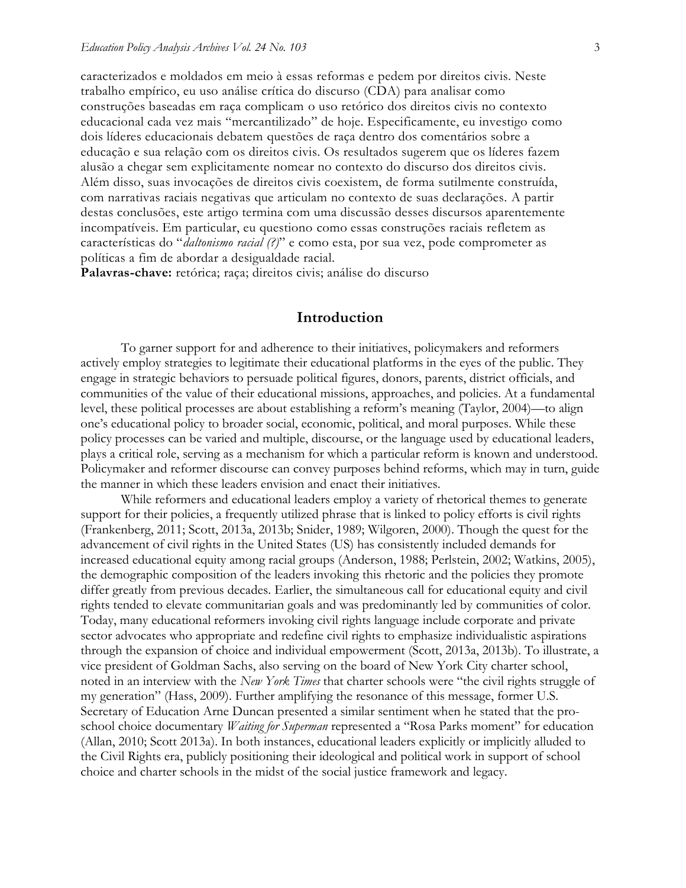caracterizados e moldados em meio à essas reformas e pedem por direitos civis. Neste trabalho empírico, eu uso análise crítica do discurso (CDA) para analisar como construções baseadas em raça complicam o uso retórico dos direitos civis no contexto educacional cada vez mais "mercantilizado" de hoje. Especificamente, eu investigo como dois líderes educacionais debatem questões de raça dentro dos comentários sobre a educação e sua relação com os direitos civis. Os resultados sugerem que os líderes fazem alusão a chegar sem explicitamente nomear no contexto do discurso dos direitos civis. Além disso, suas invocações de direitos civis coexistem, de forma sutilmente construída, com narrativas raciais negativas que articulam no contexto de suas declarações. A partir destas conclusões, este artigo termina com uma discussão desses discursos aparentemente incompatíveis. Em particular, eu questiono como essas construções raciais refletem as características do "*daltonismo racial (?)*" e como esta, por sua vez, pode comprometer as políticas a fim de abordar a desigualdade racial.

**Palavras-chave:** retórica; raça; direitos civis; análise do discurso

## Introduction

To garner support for and adherence to their initiatives, policymakers and reformers actively employ strategies to legitimate their educational platforms in the eyes of the public. They engage in strategic behaviors to persuade political figures, donors, parents, district officials, and communities of the value of their educational missions, approaches, and policies. At a fundamental level, these political processes are about establishing a reform's meaning (Taylor, 2004)—to align one's educational policy to broader social, economic, political, and moral purposes. While these policy processes can be varied and multiple, discourse, or the language used by educational leaders, plays a critical role, serving as a mechanism for which a particular reform is known and understood. Policymaker and reformer discourse can convey purposes behind reforms, which may in turn, guide the manner in which these leaders envision and enact their initiatives.

While reformers and educational leaders employ a variety of rhetorical themes to generate support for their policies, a frequently utilized phrase that is linked to policy efforts is civil rights (Frankenberg, 2011; Scott, 2013a, 2013b; Snider, 1989; Wilgoren, 2000). Though the quest for the advancement of civil rights in the United States (US) has consistently included demands for increased educational equity among racial groups (Anderson, 1988; Perlstein, 2002; Watkins, 2005), the demographic composition of the leaders invoking this rhetoric and the policies they promote differ greatly from previous decades. Earlier, the simultaneous call for educational equity and civil rights tended to elevate communitarian goals and was predominantly led by communities of color. Today, many educational reformers invoking civil rights language include corporate and private sector advocates who appropriate and redefine civil rights to emphasize individualistic aspirations through the expansion of choice and individual empowerment (Scott, 2013a, 2013b). To illustrate, a vice president of Goldman Sachs, also serving on the board of New York City charter school, noted in an interview with the *New York Times* that charter schools were "the civil rights struggle of my generation" (Hass, 2009). Further amplifying the resonance of this message, former U.S. Secretary of Education Arne Duncan presented a similar sentiment when he stated that the pro-school choice documentary *Waiting for Superman* represented a "Rosa Parks moment" for education (Allan, 2010; Scott 2013a). In both instances, educational leaders explicitly or implicitly alluded to the Civil Rights era, publicly positioning their ideological and political work in support of school choice and charter schools in the midst of the social justice framework and legacy.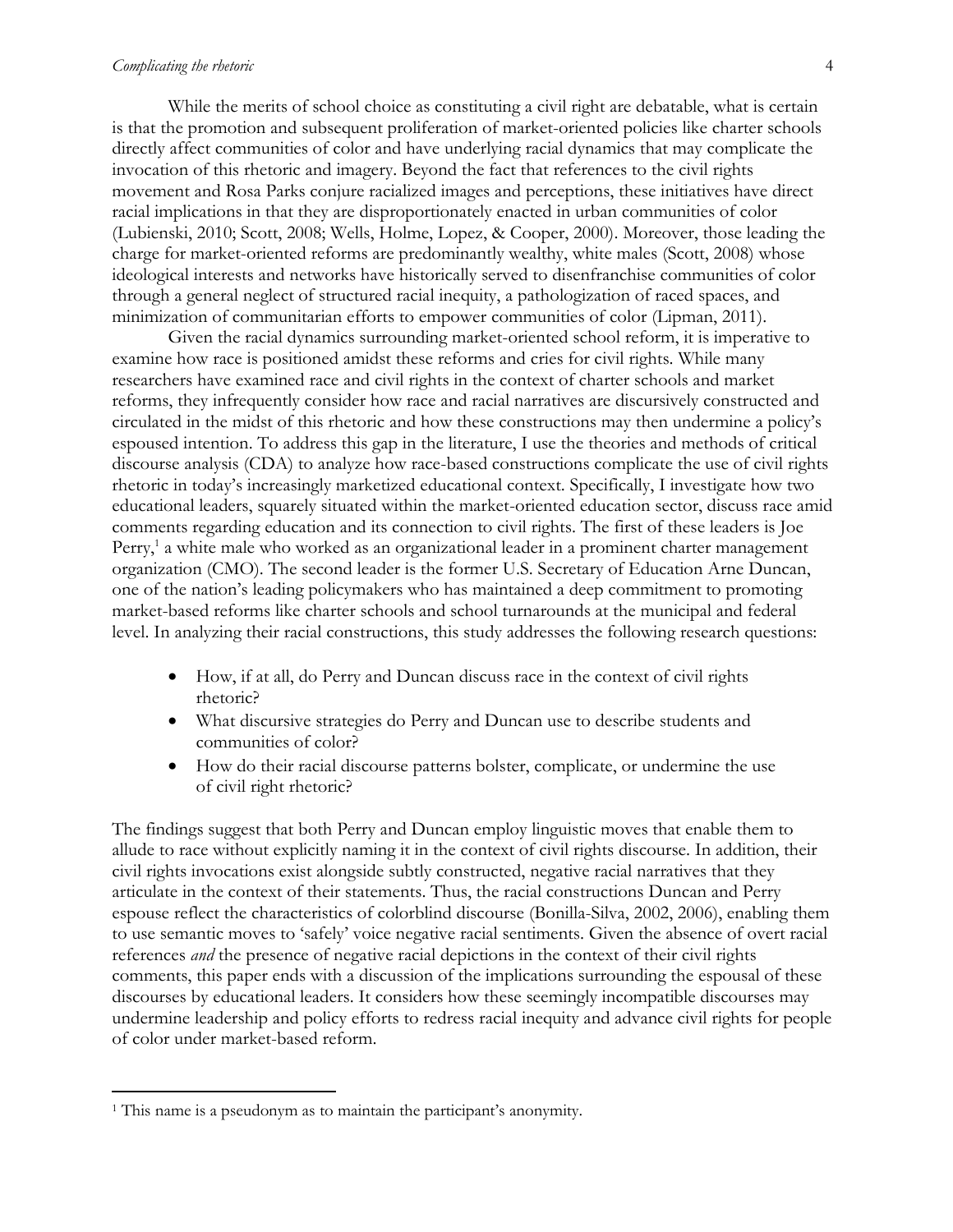While the merits of school choice as constituting a civil right are debatable, what is certain is that the promotion and subsequent proliferation of market-oriented policies like charter schools directly affect communities of color and have underlying racial dynamics that may complicate the invocation of this rhetoric and imagery. Beyond the fact that references to the civil rights movement and Rosa Parks conjure racialized images and perceptions, these initiatives have direct racial implications in that they are disproportionately enacted in urban communities of color (Lubienski, 2010; Scott, 2008; Wells, Holme, Lopez, & Cooper, 2000). Moreover, those leading the charge for market-oriented reforms are predominantly wealthy, white males (Scott, 2008) whose ideological interests and networks have historically served to disenfranchise communities of color through a general neglect of structured racial inequity, a pathologization of raced spaces, and minimization of communitarian efforts to empower communities of color (Lipman, 2011).

Given the racial dynamics surrounding market-oriented school reform, it is imperative to examine how race is positioned amidst these reforms and cries for civil rights. While many researchers have examined race and civil rights in the context of charter schools and market reforms, they infrequently consider how race and racial narratives are discursively constructed and circulated in the midst of this rhetoric and how these constructions may then undermine a policy's espoused intention. To address this gap in the literature, I use the theories and methods of critical discourse analysis (CDA) to analyze how race-based constructions complicate the use of civil rights rhetoric in today's increasingly marketized educational context. Specifically, I investigate how two educational leaders, squarely situated within the market-oriented education sector, discuss race amid comments regarding education and its connection to civil rights. The first of these leaders is Joe Perry,[1] a white male who worked as an organizational leader in a prominent charter management organization (CMO). The second leader is the former U.S. Secretary of Education Arne Duncan, one of the nation's leading policymakers who has maintained a deep commitment to promoting market-based reforms like charter schools and school turnarounds at the municipal and federal level. In analyzing their racial constructions, this study addresses the following research questions:

- How, if at all, do Perry and Duncan discuss race in the context of civil rights rhetoric?
- What discursive strategies do Perry and Duncan use to describe students and communities of color?
- How do their racial discourse patterns bolster, complicate, or undermine the use of civil right rhetoric?

The findings suggest that both Perry and Duncan employ linguistic moves that enable them to allude to race without explicitly naming it in the context of civil rights discourse. In addition, their civil rights invocations exist alongside subtly constructed, negative racial narratives that they articulate in the context of their statements. Thus, the racial constructions Duncan and Perry espouse reflect the characteristics of colorblind discourse (Bonilla-Silva, 2002, 2006), enabling them to use semantic moves to 'safely' voice negative racial sentiments. Given the absence of overt racial references *and* the presence of negative racial depictions in the context of their civil rights comments, this paper ends with a discussion of the implications surrounding the espousal of these discourses by educational leaders. It considers how these seemingly incompatible discourses may undermine leadership and policy efforts to redress racial inequity and advance civil rights for people of color under market-based reform.

[1] This name is a pseudonym as to maintain the participant's anonymity.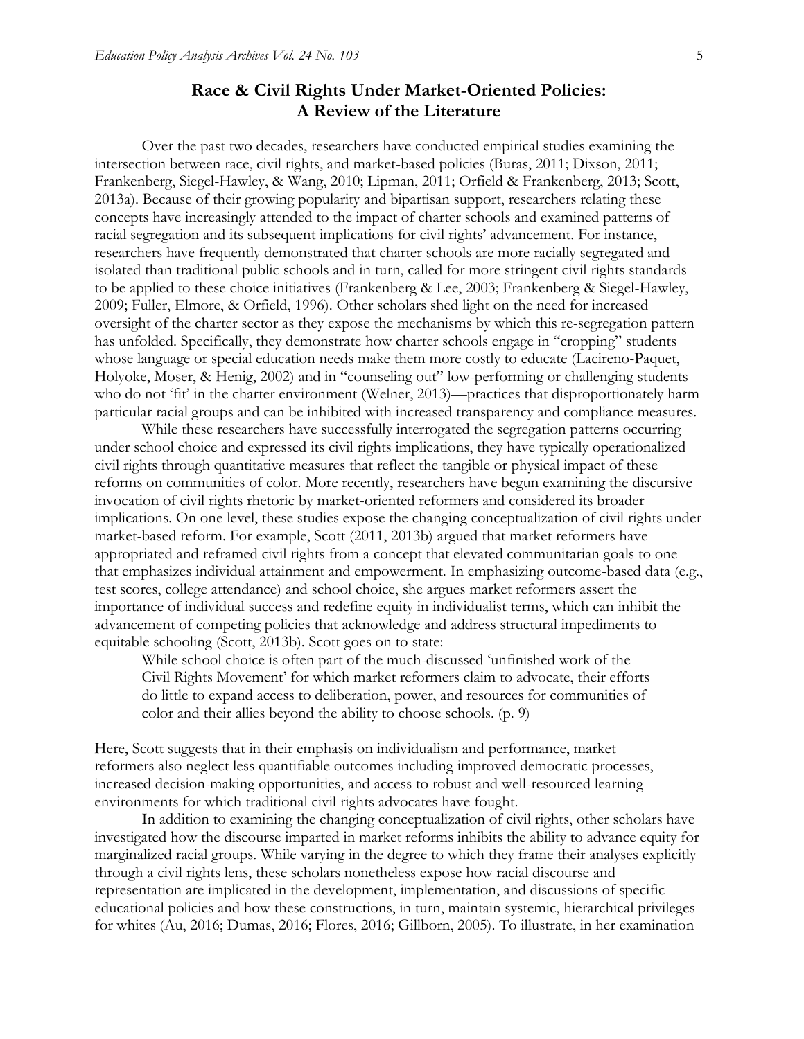## Race & Civil Rights Under Market-Oriented Policies: A Review of the Literature

Over the past two decades, researchers have conducted empirical studies examining the intersection between race, civil rights, and market-based policies (Buras, 2011; Dixson, 2011; Frankenberg, Siegel-Hawley, & Wang, 2010; Lipman, 2011; Orfield & Frankenberg, 2013; Scott, 2013a). Because of their growing popularity and bipartisan support, researchers relating these concepts have increasingly attended to the impact of charter schools and examined patterns of racial segregation and its subsequent implications for civil rights' advancement. For instance, researchers have frequently demonstrated that charter schools are more racially segregated and isolated than traditional public schools and in turn, called for more stringent civil rights standards to be applied to these choice initiatives (Frankenberg & Lee, 2003; Frankenberg & Siegel-Hawley, 2009; Fuller, Elmore, & Orfield, 1996). Other scholars shed light on the need for increased oversight of the charter sector as they expose the mechanisms by which this re-segregation pattern has unfolded. Specifically, they demonstrate how charter schools engage in "cropping" students whose language or special education needs make them more costly to educate (Lacireno-Paquet, Holyoke, Moser, & Henig, 2002) and in "counseling out" low-performing or challenging students who do not 'fit' in the charter environment (Welner, 2013)—practices that disproportionately harm particular racial groups and can be inhibited with increased transparency and compliance measures.

While these researchers have successfully interrogated the segregation patterns occurring under school choice and expressed its civil rights implications, they have typically operationalized civil rights through quantitative measures that reflect the tangible or physical impact of these reforms on communities of color. More recently, researchers have begun examining the discursive invocation of civil rights rhetoric by market-oriented reformers and considered its broader implications. On one level, these studies expose the changing conceptualization of civil rights under market-based reform. For example, Scott (2011, 2013b) argued that market reformers have appropriated and reframed civil rights from a concept that elevated communitarian goals to one that emphasizes individual attainment and empowerment. In emphasizing outcome-based data (e.g., test scores, college attendance) and school choice, she argues market reformers assert the importance of individual success and redefine equity in individualist terms, which can inhibit the advancement of competing policies that acknowledge and address structural impediments to equitable schooling (Scott, 2013b). Scott goes on to state:

> While school choice is often part of the much-discussed 'unfinished work of the Civil Rights Movement' for which market reformers claim to advocate, their efforts do little to expand access to deliberation, power, and resources for communities of color and their allies beyond the ability to choose schools. (p. 9)

Here, Scott suggests that in their emphasis on individualism and performance, market reformers also neglect less quantifiable outcomes including improved democratic processes, increased decision-making opportunities, and access to robust and well-resourced learning environments for which traditional civil rights advocates have fought.

In addition to examining the changing conceptualization of civil rights, other scholars have investigated how the discourse imparted in market reforms inhibits the ability to advance equity for marginalized racial groups. While varying in the degree to which they frame their analyses explicitly through a civil rights lens, these scholars nonetheless expose how racial discourse and representation are implicated in the development, implementation, and discussions of specific educational policies and how these constructions, in turn, maintain systemic, hierarchical privileges for whites (Au, 2016; Dumas, 2016; Flores, 2016; Gillborn, 2005). To illustrate, in her examination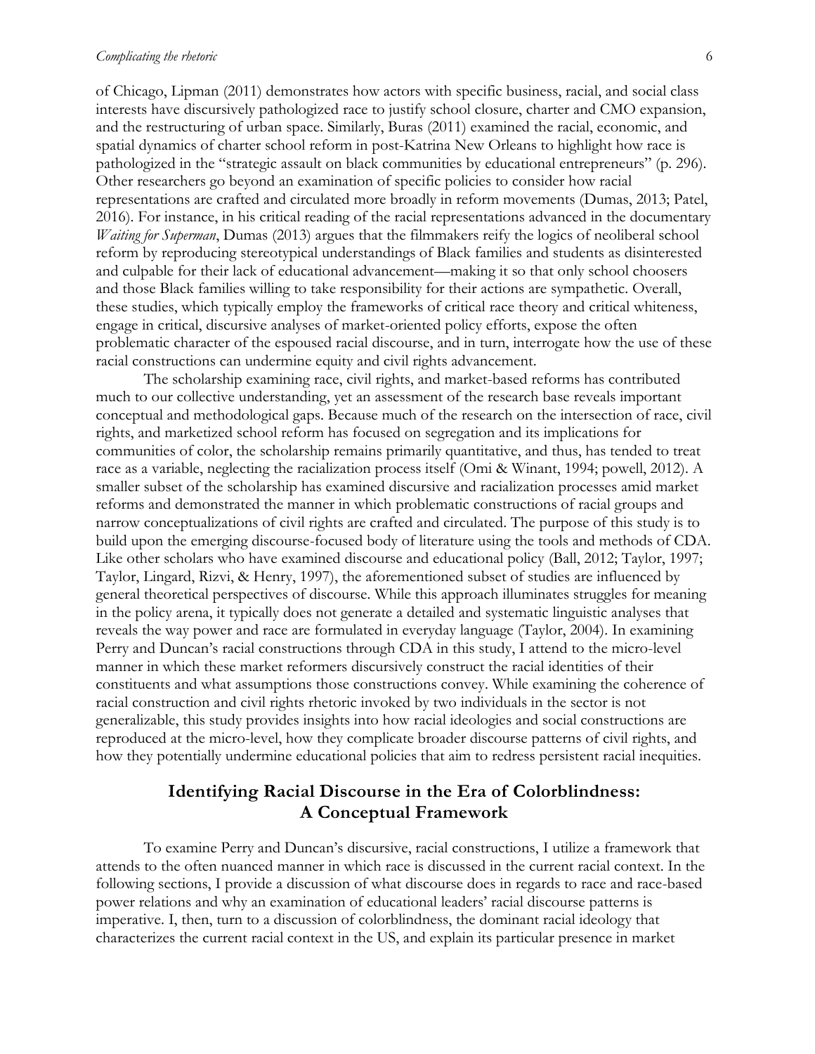of Chicago, Lipman (2011) demonstrates how actors with specific business, racial, and social class interests have discursively pathologized race to justify school closure, charter and CMO expansion, and the restructuring of urban space. Similarly, Buras (2011) examined the racial, economic, and spatial dynamics of charter school reform in post-Katrina New Orleans to highlight how race is pathologized in the "strategic assault on black communities by educational entrepreneurs" (p. 296). Other researchers go beyond an examination of specific policies to consider how racial representations are crafted and circulated more broadly in reform movements (Dumas, 2013; Patel, 2016). For instance, in his critical reading of the racial representations advanced in the documentary *Waiting for Superman*, Dumas (2013) argues that the filmmakers reify the logics of neoliberal school reform by reproducing stereotypical understandings of Black families and students as disinterested and culpable for their lack of educational advancement—making it so that only school choosers and those Black families willing to take responsibility for their actions are sympathetic. Overall, these studies, which typically employ the frameworks of critical race theory and critical whiteness, engage in critical, discursive analyses of market-oriented policy efforts, expose the often problematic character of the espoused racial discourse, and in turn, interrogate how the use of these racial constructions can undermine equity and civil rights advancement.

The scholarship examining race, civil rights, and market-based reforms has contributed much to our collective understanding, yet an assessment of the research base reveals important conceptual and methodological gaps. Because much of the research on the intersection of race, civil rights, and marketized school reform has focused on segregation and its implications for communities of color, the scholarship remains primarily quantitative, and thus, has tended to treat race as a variable, neglecting the racialization process itself (Omi & Winant, 1994; powell, 2012). A smaller subset of the scholarship has examined discursive and racialization processes amid market reforms and demonstrated the manner in which problematic constructions of racial groups and narrow conceptualizations of civil rights are crafted and circulated. The purpose of this study is to build upon the emerging discourse-focused body of literature using the tools and methods of CDA. Like other scholars who have examined discourse and educational policy (Ball, 2012; Taylor, 1997; Taylor, Lingard, Rizvi, & Henry, 1997), the aforementioned subset of studies are influenced by general theoretical perspectives of discourse. While this approach illuminates struggles for meaning in the policy arena, it typically does not generate a detailed and systematic linguistic analyses that reveals the way power and race are formulated in everyday language (Taylor, 2004). In examining Perry and Duncan's racial constructions through CDA in this study, I attend to the micro-level manner in which these market reformers discursively construct the racial identities of their constituents and what assumptions those constructions convey. While examining the coherence of racial construction and civil rights rhetoric invoked by two individuals in the sector is not generalizable, this study provides insights into how racial ideologies and social constructions are reproduced at the micro-level, how they complicate broader discourse patterns of civil rights, and how they potentially undermine educational policies that aim to redress persistent racial inequities.

## Identifying Racial Discourse in the Era of Colorblindness: A Conceptual Framework

To examine Perry and Duncan's discursive, racial constructions, I utilize a framework that attends to the often nuanced manner in which race is discussed in the current racial context. In the following sections, I provide a discussion of what discourse does in regards to race and race-based power relations and why an examination of educational leaders' racial discourse patterns is imperative. I, then, turn to a discussion of colorblindness, the dominant racial ideology that characterizes the current racial context in the US, and explain its particular presence in market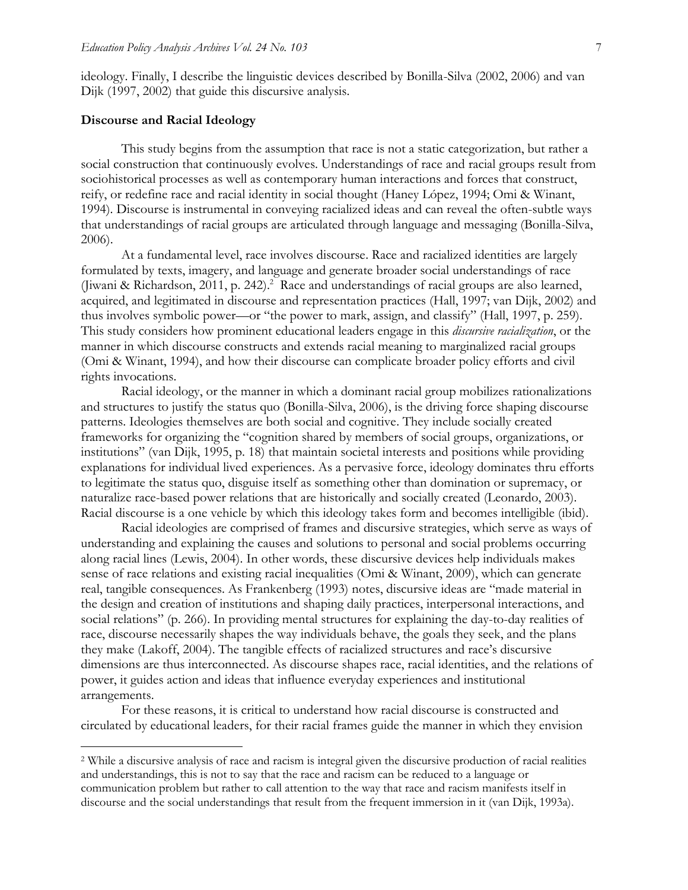ideology. Finally, I describe the linguistic devices described by Bonilla-Silva (2002, 2006) and van Dijk (1997, 2002) that guide this discursive analysis.

### Discourse and Racial Ideology

This study begins from the assumption that race is not a static categorization, but rather a social construction that continuously evolves. Understandings of race and racial groups result from sociohistorical processes as well as contemporary human interactions and forces that construct, reify, or redefine race and racial identity in social thought (Haney López, 1994; Omi & Winant, 1994). Discourse is instrumental in conveying racialized ideas and can reveal the often-subtle ways that understandings of racial groups are articulated through language and messaging (Bonilla-Silva, 2006).

At a fundamental level, race involves discourse. Race and racialized identities are largely formulated by texts, imagery, and language and generate broader social understandings of race (Jiwani & Richardson, 2011, p. 242).[2] Race and understandings of racial groups are also learned, acquired, and legitimated in discourse and representation practices (Hall, 1997; van Dijk, 2002) and thus involves symbolic power—or "the power to mark, assign, and classify" (Hall, 1997, p. 259). This study considers how prominent educational leaders engage in this *discursive racialization*, or the manner in which discourse constructs and extends racial meaning to marginalized racial groups (Omi & Winant, 1994), and how their discourse can complicate broader policy efforts and civil rights invocations.

Racial ideology, or the manner in which a dominant racial group mobilizes rationalizations and structures to justify the status quo (Bonilla-Silva, 2006), is the driving force shaping discourse patterns. Ideologies themselves are both social and cognitive. They include socially created frameworks for organizing the "cognition shared by members of social groups, organizations, or institutions" (van Dijk, 1995, p. 18) that maintain societal interests and positions while providing explanations for individual lived experiences. As a pervasive force, ideology dominates thru efforts to legitimate the status quo, disguise itself as something other than domination or supremacy, or naturalize race-based power relations that are historically and socially created (Leonardo, 2003). Racial discourse is a one vehicle by which this ideology takes form and becomes intelligible (ibid).

Racial ideologies are comprised of frames and discursive strategies, which serve as ways of understanding and explaining the causes and solutions to personal and social problems occurring along racial lines (Lewis, 2004). In other words, these discursive devices help individuals makes sense of race relations and existing racial inequalities (Omi & Winant, 2009), which can generate real, tangible consequences. As Frankenberg (1993) notes, discursive ideas are "made material in the design and creation of institutions and shaping daily practices, interpersonal interactions, and social relations" (p. 266). In providing mental structures for explaining the day-to-day realities of race, discourse necessarily shapes the way individuals behave, the goals they seek, and the plans they make (Lakoff, 2004). The tangible effects of racialized structures and race's discursive dimensions are thus interconnected. As discourse shapes race, racial identities, and the relations of power, it guides action and ideas that influence everyday experiences and institutional arrangements.

For these reasons, it is critical to understand how racial discourse is constructed and circulated by educational leaders, for their racial frames guide the manner in which they envision

[2] While a discursive analysis of race and racism is integral given the discursive production of racial realities and understandings, this is not to say that the race and racism can be reduced to a language or communication problem but rather to call attention to the way that race and racism manifests itself in discourse and the social understandings that result from the frequent immersion in it (van Dijk, 1993a).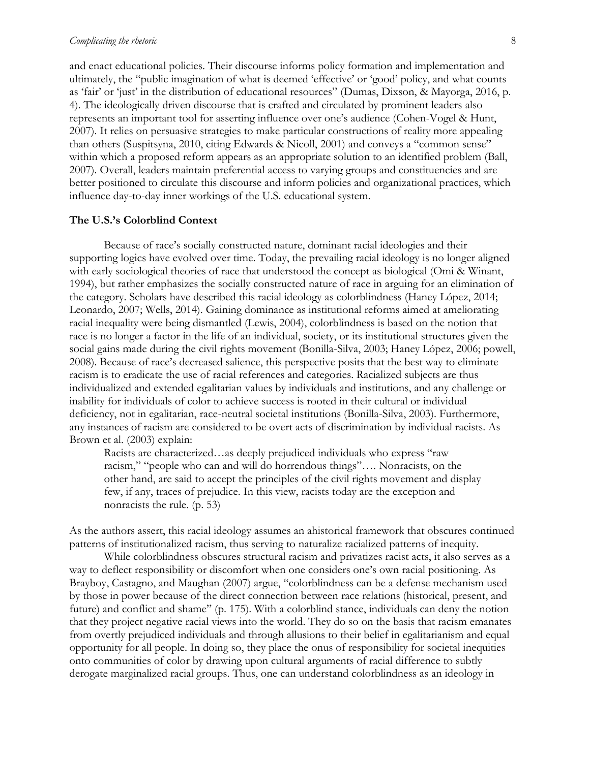and enact educational policies. Their discourse informs policy formation and implementation and ultimately, the "public imagination of what is deemed 'effective' or 'good' policy, and what counts as 'fair' or 'just' in the distribution of educational resources" (Dumas, Dixson, & Mayorga, 2016, p. 4). The ideologically driven discourse that is crafted and circulated by prominent leaders also represents an important tool for asserting influence over one's audience (Cohen-Vogel & Hunt, 2007). It relies on persuasive strategies to make particular constructions of reality more appealing than others (Suspitsyna, 2010, citing Edwards & Nicoll, 2001) and conveys a "common sense" within which a proposed reform appears as an appropriate solution to an identified problem (Ball, 2007). Overall, leaders maintain preferential access to varying groups and constituencies and are better positioned to circulate this discourse and inform policies and organizational practices, which influence day-to-day inner workings of the U.S. educational system.

## The U.S.'s Colorblind Context

Because of race's socially constructed nature, dominant racial ideologies and their supporting logics have evolved over time. Today, the prevailing racial ideology is no longer aligned with early sociological theories of race that understood the concept as biological (Omi & Winant, 1994), but rather emphasizes the socially constructed nature of race in arguing for an elimination of the category. Scholars have described this racial ideology as colorblindness (Haney López, 2014; Leonardo, 2007; Wells, 2014). Gaining dominance as institutional reforms aimed at ameliorating racial inequality were being dismantled (Lewis, 2004), colorblindness is based on the notion that race is no longer a factor in the life of an individual, society, or its institutional structures given the social gains made during the civil rights movement (Bonilla-Silva, 2003; Haney López, 2006; powell, 2008). Because of race's decreased salience, this perspective posits that the best way to eliminate racism is to eradicate the use of racial references and categories. Racialized subjects are thus individualized and extended egalitarian values by individuals and institutions, and any challenge or inability for individuals of color to achieve success is rooted in their cultural or individual deficiency, not in egalitarian, race-neutral societal institutions (Bonilla-Silva, 2003). Furthermore, any instances of racism are considered to be overt acts of discrimination by individual racists. As Brown et al. (2003) explain:

> Racists are characterized…as deeply prejudiced individuals who express "raw racism," "people who can and will do horrendous things"…. Nonracists, on the other hand, are said to accept the principles of the civil rights movement and display few, if any, traces of prejudice. In this view, racists today are the exception and nonracists the rule. (p. 53)

As the authors assert, this racial ideology assumes an ahistorical framework that obscures continued patterns of institutionalized racism, thus serving to naturalize racialized patterns of inequity.

While colorblindness obscures structural racism and privatizes racist acts, it also serves as a way to deflect responsibility or discomfort when one considers one's own racial positioning. As Brayboy, Castagno, and Maughan (2007) argue, "colorblindness can be a defense mechanism used by those in power because of the direct connection between race relations (historical, present, and future) and conflict and shame" (p. 175). With a colorblind stance, individuals can deny the notion that they project negative racial views into the world. They do so on the basis that racism emanates from overtly prejudiced individuals and through allusions to their belief in egalitarianism and equal opportunity for all people. In doing so, they place the onus of responsibility for societal inequities onto communities of color by drawing upon cultural arguments of racial difference to subtly derogate marginalized racial groups. Thus, one can understand colorblindness as an ideology in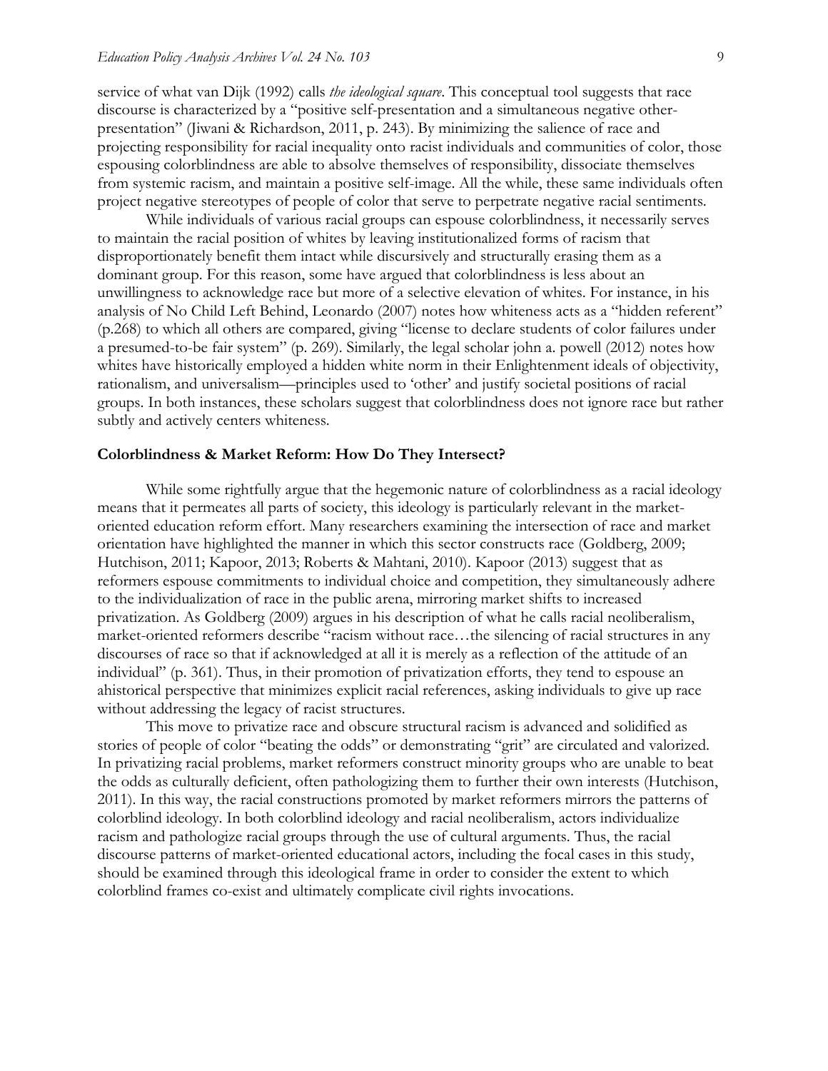service of what van Dijk (1992) calls *the ideological square*. This conceptual tool suggests that race discourse is characterized by a "positive self-presentation and a simultaneous negative other-presentation" (Jiwani & Richardson, 2011, p. 243). By minimizing the salience of race and projecting responsibility for racial inequality onto racist individuals and communities of color, those espousing colorblindness are able to absolve themselves of responsibility, dissociate themselves from systemic racism, and maintain a positive self-image. All the while, these same individuals often project negative stereotypes of people of color that serve to perpetrate negative racial sentiments.

While individuals of various racial groups can espouse colorblindness, it necessarily serves to maintain the racial position of whites by leaving institutionalized forms of racism that disproportionately benefit them intact while discursively and structurally erasing them as a dominant group. For this reason, some have argued that colorblindness is less about an unwillingness to acknowledge race but more of a selective elevation of whites. For instance, in his analysis of No Child Left Behind, Leonardo (2007) notes how whiteness acts as a "hidden referent" (p.268) to which all others are compared, giving "license to declare students of color failures under a presumed-to-be fair system" (p. 269). Similarly, the legal scholar john a. powell (2012) notes how whites have historically employed a hidden white norm in their Enlightenment ideals of objectivity, rationalism, and universalism—principles used to 'other' and justify societal positions of racial groups. In both instances, these scholars suggest that colorblindness does not ignore race but rather subtly and actively centers whiteness.

### Colorblindness & Market Reform: How Do They Intersect?

While some rightfully argue that the hegemonic nature of colorblindness as a racial ideology means that it permeates all parts of society, this ideology is particularly relevant in the market-oriented education reform effort. Many researchers examining the intersection of race and market orientation have highlighted the manner in which this sector constructs race (Goldberg, 2009; Hutchison, 2011; Kapoor, 2013; Roberts & Mahtani, 2010). Kapoor (2013) suggest that as reformers espouse commitments to individual choice and competition, they simultaneously adhere to the individualization of race in the public arena, mirroring market shifts to increased privatization. As Goldberg (2009) argues in his description of what he calls racial neoliberalism, market-oriented reformers describe "racism without race…the silencing of racial structures in any discourses of race so that if acknowledged at all it is merely as a reflection of the attitude of an individual" (p. 361). Thus, in their promotion of privatization efforts, they tend to espouse an ahistorical perspective that minimizes explicit racial references, asking individuals to give up race without addressing the legacy of racist structures.

This move to privatize race and obscure structural racism is advanced and solidified as stories of people of color "beating the odds" or demonstrating "grit" are circulated and valorized. In privatizing racial problems, market reformers construct minority groups who are unable to beat the odds as culturally deficient, often pathologizing them to further their own interests (Hutchison, 2011). In this way, the racial constructions promoted by market reformers mirrors the patterns of colorblind ideology. In both colorblind ideology and racial neoliberalism, actors individualize racism and pathologize racial groups through the use of cultural arguments. Thus, the racial discourse patterns of market-oriented educational actors, including the focal cases in this study, should be examined through this ideological frame in order to consider the extent to which colorblind frames co-exist and ultimately complicate civil rights invocations.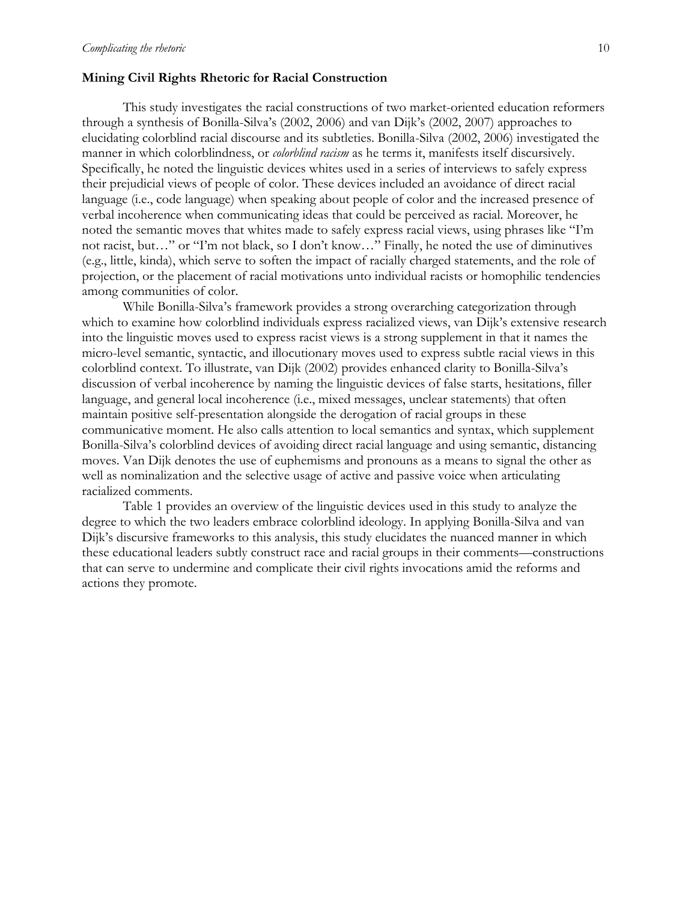## Mining Civil Rights Rhetoric for Racial Construction

This study investigates the racial constructions of two market-oriented education reformers through a synthesis of Bonilla-Silva's (2002, 2006) and van Dijk's (2002, 2007) approaches to elucidating colorblind racial discourse and its subtleties. Bonilla-Silva (2002, 2006) investigated the manner in which colorblindness, or *colorblind racism* as he terms it, manifests itself discursively. Specifically, he noted the linguistic devices whites used in a series of interviews to safely express their prejudicial views of people of color. These devices included an avoidance of direct racial language (i.e., code language) when speaking about people of color and the increased presence of verbal incoherence when communicating ideas that could be perceived as racial. Moreover, he noted the semantic moves that whites made to safely express racial views, using phrases like "I'm not racist, but…" or "I'm not black, so I don't know…" Finally, he noted the use of diminutives (e.g., little, kinda), which serve to soften the impact of racially charged statements, and the role of projection, or the placement of racial motivations unto individual racists or homophilic tendencies among communities of color.

While Bonilla-Silva's framework provides a strong overarching categorization through which to examine how colorblind individuals express racialized views, van Dijk's extensive research into the linguistic moves used to express racist views is a strong supplement in that it names the micro-level semantic, syntactic, and illocutionary moves used to express subtle racial views in this colorblind context. To illustrate, van Dijk (2002) provides enhanced clarity to Bonilla-Silva's discussion of verbal incoherence by naming the linguistic devices of false starts, hesitations, filler language, and general local incoherence (i.e., mixed messages, unclear statements) that often maintain positive self-presentation alongside the derogation of racial groups in these communicative moment. He also calls attention to local semantics and syntax, which supplement Bonilla-Silva's colorblind devices of avoiding direct racial language and using semantic, distancing moves. Van Dijk denotes the use of euphemisms and pronouns as a means to signal the other as well as nominalization and the selective usage of active and passive voice when articulating racialized comments.

Table 1 provides an overview of the linguistic devices used in this study to analyze the degree to which the two leaders embrace colorblind ideology. In applying Bonilla-Silva and van Dijk's discursive frameworks to this analysis, this study elucidates the nuanced manner in which these educational leaders subtly construct race and racial groups in their comments—constructions that can serve to undermine and complicate their civil rights invocations amid the reforms and actions they promote.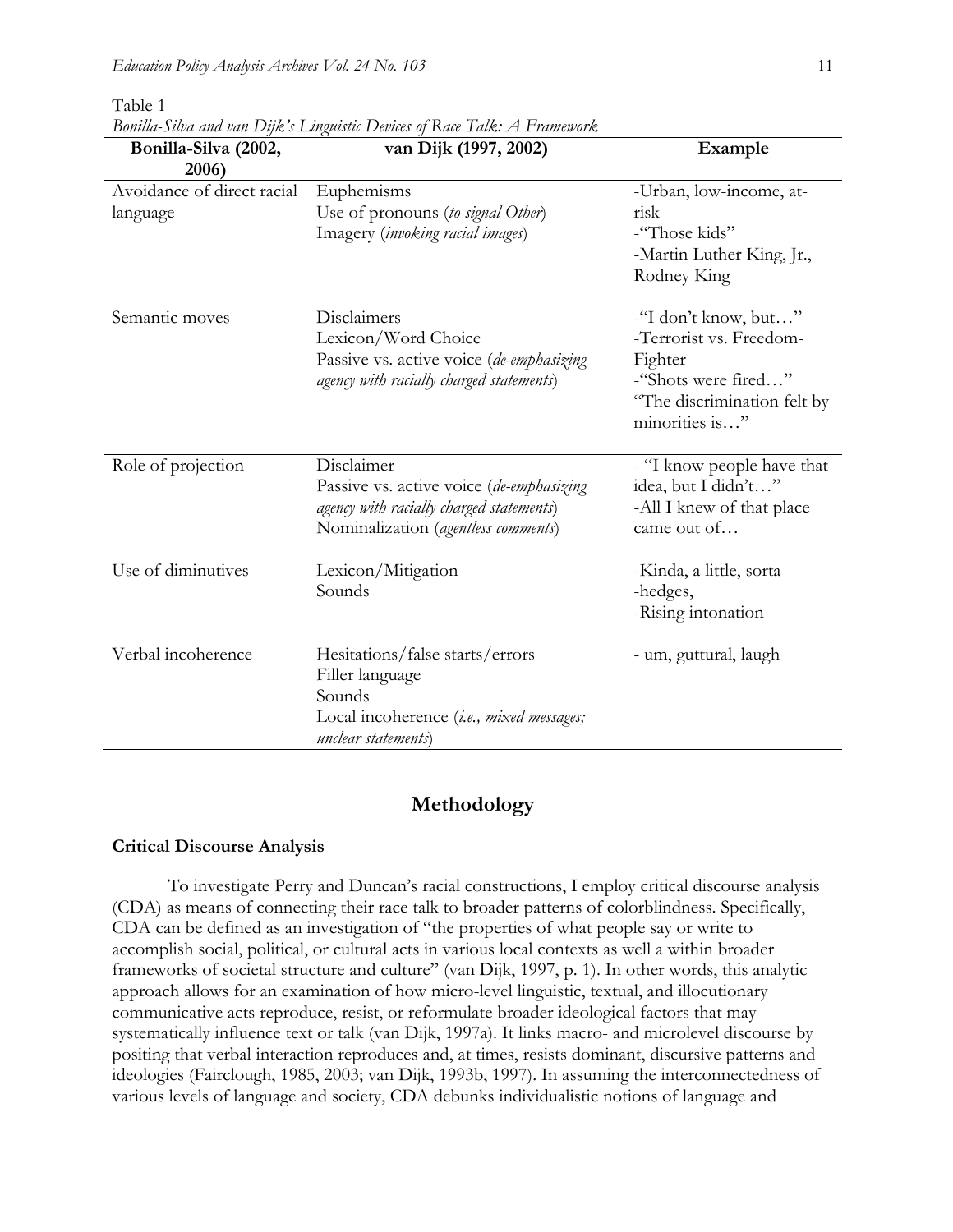Table 1

*Bonilla-Silva and van Dijk's Linguistic Devices of Race Talk: A Framework*

| Bonilla-Silva (2002, 2006) | van Dijk (1997, 2002) | Example |
|---|---|---|
| Avoidance of direct racial language | Euphemisms<br>Use of pronouns (*to signal Other*)<br>Imagery (*invoking racial images*) | -Urban, low-income, at-risk<br>-"<u>Those</u> kids"<br>-Martin Luther King, Jr., Rodney King |
| Semantic moves | Disclaimers<br>Lexicon/Word Choice<br>Passive vs. active voice (*de-emphasizing agency with racially charged statements*) | -"I don't know, but…"<br>-Terrorist vs. Freedom-Fighter<br>-"Shots were fired…"<br>"The discrimination felt by minorities is…" |
| Role of projection | Disclaimer<br>Passive vs. active voice (*de-emphasizing agency with racially charged statements*)<br>Nominalization (*agentless comments*) | - "I know people have that idea, but I didn't…"<br>-All I knew of that place came out of… |
| Use of diminutives | Lexicon/Mitigation<br>Sounds | -Kinda, a little, sorta<br>-hedges,<br>-Rising intonation |
| Verbal incoherence | Hesitations/false starts/errors<br>Filler language<br>Sounds<br>Local incoherence (*i.e., mixed messages; unclear statements*) | - um, guttural, laugh |

## Methodology

### Critical Discourse Analysis

To investigate Perry and Duncan's racial constructions, I employ critical discourse analysis (CDA) as means of connecting their race talk to broader patterns of colorblindness. Specifically, CDA can be defined as an investigation of "the properties of what people say or write to accomplish social, political, or cultural acts in various local contexts as well a within broader frameworks of societal structure and culture" (van Dijk, 1997, p. 1). In other words, this analytic approach allows for an examination of how micro-level linguistic, textual, and illocutionary communicative acts reproduce, resist, or reformulate broader ideological factors that may systematically influence text or talk (van Dijk, 1997a). It links macro- and microlevel discourse by positing that verbal interaction reproduces and, at times, resists dominant, discursive patterns and ideologies (Fairclough, 1985, 2003; van Dijk, 1993b, 1997). In assuming the interconnectedness of various levels of language and society, CDA debunks individualistic notions of language and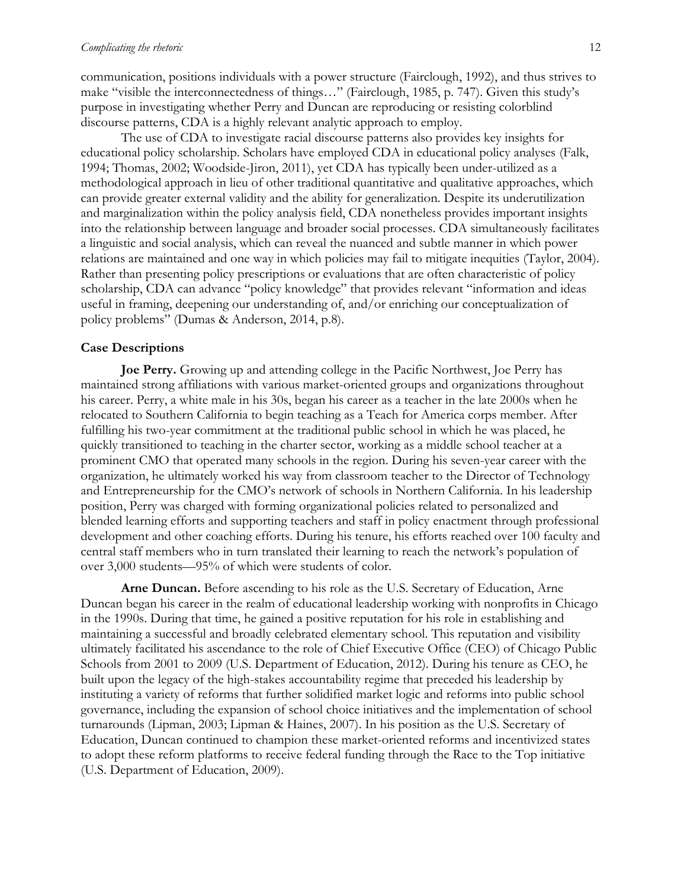communication, positions individuals with a power structure (Fairclough, 1992), and thus strives to make "visible the interconnectedness of things…" (Fairclough, 1985, p. 747). Given this study's purpose in investigating whether Perry and Duncan are reproducing or resisting colorblind discourse patterns, CDA is a highly relevant analytic approach to employ.

The use of CDA to investigate racial discourse patterns also provides key insights for educational policy scholarship. Scholars have employed CDA in educational policy analyses (Falk, 1994; Thomas, 2002; Woodside-Jiron, 2011), yet CDA has typically been under-utilized as a methodological approach in lieu of other traditional quantitative and qualitative approaches, which can provide greater external validity and the ability for generalization. Despite its underutilization and marginalization within the policy analysis field, CDA nonetheless provides important insights into the relationship between language and broader social processes. CDA simultaneously facilitates a linguistic and social analysis, which can reveal the nuanced and subtle manner in which power relations are maintained and one way in which policies may fail to mitigate inequities (Taylor, 2004). Rather than presenting policy prescriptions or evaluations that are often characteristic of policy scholarship, CDA can advance "policy knowledge" that provides relevant "information and ideas useful in framing, deepening our understanding of, and/or enriching our conceptualization of policy problems" (Dumas & Anderson, 2014, p.8).

### Case Descriptions

**Joe Perry.** Growing up and attending college in the Pacific Northwest, Joe Perry has maintained strong affiliations with various market-oriented groups and organizations throughout his career. Perry, a white male in his 30s, began his career as a teacher in the late 2000s when he relocated to Southern California to begin teaching as a Teach for America corps member. After fulfilling his two-year commitment at the traditional public school in which he was placed, he quickly transitioned to teaching in the charter sector, working as a middle school teacher at a prominent CMO that operated many schools in the region. During his seven-year career with the organization, he ultimately worked his way from classroom teacher to the Director of Technology and Entrepreneurship for the CMO's network of schools in Northern California. In his leadership position, Perry was charged with forming organizational policies related to personalized and blended learning efforts and supporting teachers and staff in policy enactment through professional development and other coaching efforts. During his tenure, his efforts reached over 100 faculty and central staff members who in turn translated their learning to reach the network's population of over 3,000 students—95% of which were students of color.

**Arne Duncan.** Before ascending to his role as the U.S. Secretary of Education, Arne Duncan began his career in the realm of educational leadership working with nonprofits in Chicago in the 1990s. During that time, he gained a positive reputation for his role in establishing and maintaining a successful and broadly celebrated elementary school. This reputation and visibility ultimately facilitated his ascendance to the role of Chief Executive Office (CEO) of Chicago Public Schools from 2001 to 2009 (U.S. Department of Education, 2012). During his tenure as CEO, he built upon the legacy of the high-stakes accountability regime that preceded his leadership by instituting a variety of reforms that further solidified market logic and reforms into public school governance, including the expansion of school choice initiatives and the implementation of school turnarounds (Lipman, 2003; Lipman & Haines, 2007). In his position as the U.S. Secretary of Education, Duncan continued to champion these market-oriented reforms and incentivized states to adopt these reform platforms to receive federal funding through the Race to the Top initiative (U.S. Department of Education, 2009).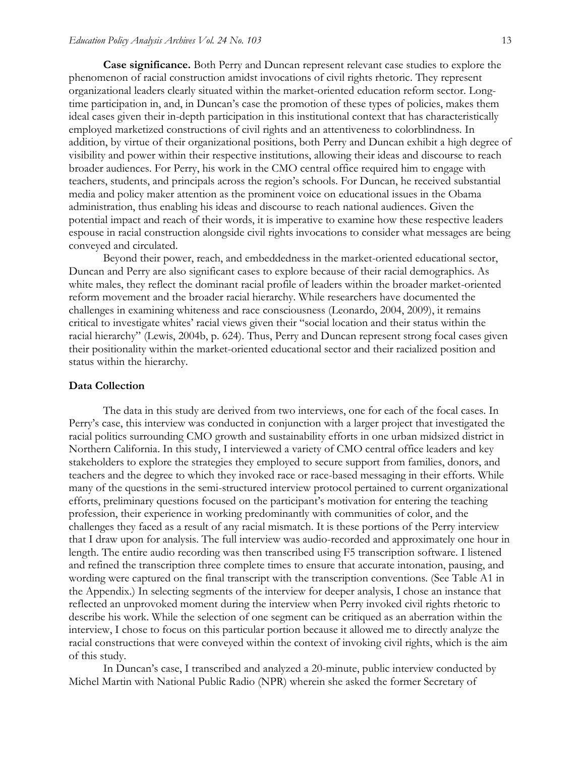**Case significance.** Both Perry and Duncan represent relevant case studies to explore the phenomenon of racial construction amidst invocations of civil rights rhetoric. They represent organizational leaders clearly situated within the market-oriented education reform sector. Long-time participation in, and, in Duncan's case the promotion of these types of policies, makes them ideal cases given their in-depth participation in this institutional context that has characteristically employed marketized constructions of civil rights and an attentiveness to colorblindness. In addition, by virtue of their organizational positions, both Perry and Duncan exhibit a high degree of visibility and power within their respective institutions, allowing their ideas and discourse to reach broader audiences. For Perry, his work in the CMO central office required him to engage with teachers, students, and principals across the region's schools. For Duncan, he received substantial media and policy maker attention as the prominent voice on educational issues in the Obama administration, thus enabling his ideas and discourse to reach national audiences. Given the potential impact and reach of their words, it is imperative to examine how these respective leaders espouse in racial construction alongside civil rights invocations to consider what messages are being conveyed and circulated.

Beyond their power, reach, and embeddedness in the market-oriented educational sector, Duncan and Perry are also significant cases to explore because of their racial demographics. As white males, they reflect the dominant racial profile of leaders within the broader market-oriented reform movement and the broader racial hierarchy. While researchers have documented the challenges in examining whiteness and race consciousness (Leonardo, 2004, 2009), it remains critical to investigate whites' racial views given their "social location and their status within the racial hierarchy" (Lewis, 2004b, p. 624). Thus, Perry and Duncan represent strong focal cases given their positionality within the market-oriented educational sector and their racialized position and status within the hierarchy.

## Data Collection

The data in this study are derived from two interviews, one for each of the focal cases. In Perry's case, this interview was conducted in conjunction with a larger project that investigated the racial politics surrounding CMO growth and sustainability efforts in one urban midsized district in Northern California. In this study, I interviewed a variety of CMO central office leaders and key stakeholders to explore the strategies they employed to secure support from families, donors, and teachers and the degree to which they invoked race or race-based messaging in their efforts. While many of the questions in the semi-structured interview protocol pertained to current organizational efforts, preliminary questions focused on the participant's motivation for entering the teaching profession, their experience in working predominantly with communities of color, and the challenges they faced as a result of any racial mismatch. It is these portions of the Perry interview that I draw upon for analysis. The full interview was audio-recorded and approximately one hour in length. The entire audio recording was then transcribed using F5 transcription software. I listened and refined the transcription three complete times to ensure that accurate intonation, pausing, and wording were captured on the final transcript with the transcription conventions. (See Table A1 in the Appendix.) In selecting segments of the interview for deeper analysis, I chose an instance that reflected an unprovoked moment during the interview when Perry invoked civil rights rhetoric to describe his work. While the selection of one segment can be critiqued as an aberration within the interview, I chose to focus on this particular portion because it allowed me to directly analyze the racial constructions that were conveyed within the context of invoking civil rights, which is the aim of this study.

In Duncan's case, I transcribed and analyzed a 20-minute, public interview conducted by Michel Martin with National Public Radio (NPR) wherein she asked the former Secretary of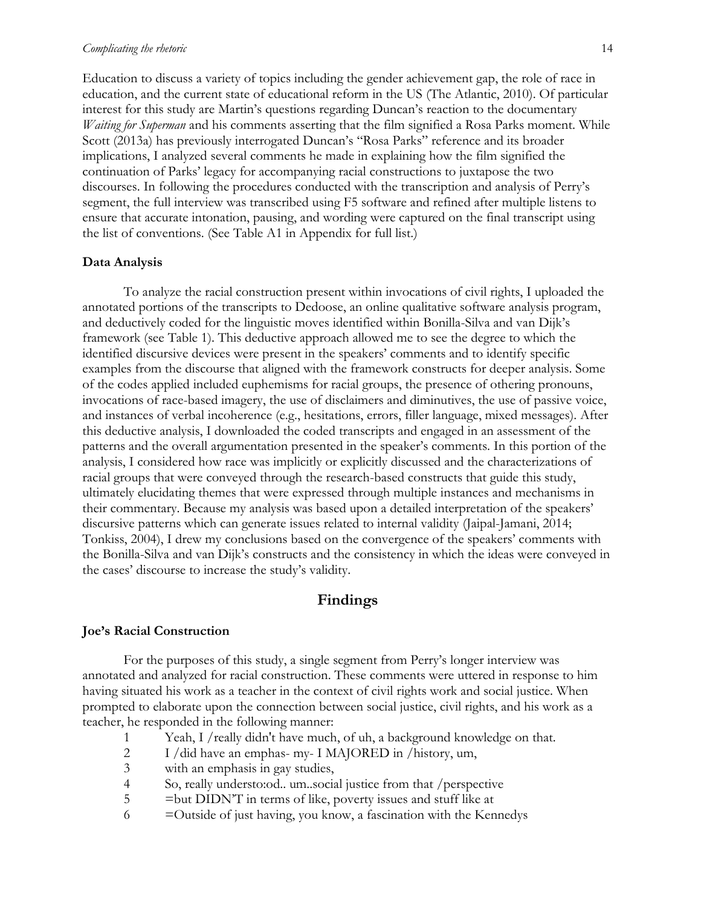Education to discuss a variety of topics including the gender achievement gap, the role of race in education, and the current state of educational reform in the US (The Atlantic, 2010). Of particular interest for this study are Martin's questions regarding Duncan's reaction to the documentary *Waiting for Superman* and his comments asserting that the film signified a Rosa Parks moment. While Scott (2013a) has previously interrogated Duncan's "Rosa Parks" reference and its broader implications, I analyzed several comments he made in explaining how the film signified the continuation of Parks' legacy for accompanying racial constructions to juxtapose the two discourses. In following the procedures conducted with the transcription and analysis of Perry's segment, the full interview was transcribed using F5 software and refined after multiple listens to ensure that accurate intonation, pausing, and wording were captured on the final transcript using the list of conventions. (See Table A1 in Appendix for full list.)

### Data Analysis

To analyze the racial construction present within invocations of civil rights, I uploaded the annotated portions of the transcripts to Dedoose, an online qualitative software analysis program, and deductively coded for the linguistic moves identified within Bonilla-Silva and van Dijk's framework (see Table 1). This deductive approach allowed me to see the degree to which the identified discursive devices were present in the speakers' comments and to identify specific examples from the discourse that aligned with the framework constructs for deeper analysis. Some of the codes applied included euphemisms for racial groups, the presence of othering pronouns, invocations of race-based imagery, the use of disclaimers and diminutives, the use of passive voice, and instances of verbal incoherence (e.g., hesitations, errors, filler language, mixed messages). After this deductive analysis, I downloaded the coded transcripts and engaged in an assessment of the patterns and the overall argumentation presented in the speaker's comments. In this portion of the analysis, I considered how race was implicitly or explicitly discussed and the characterizations of racial groups that were conveyed through the research-based constructs that guide this study, ultimately elucidating themes that were expressed through multiple instances and mechanisms in their commentary. Because my analysis was based upon a detailed interpretation of the speakers' discursive patterns which can generate issues related to internal validity (Jaipal-Jamani, 2014; Tonkiss, 2004), I drew my conclusions based on the convergence of the speakers' comments with the Bonilla-Silva and van Dijk's constructs and the consistency in which the ideas were conveyed in the cases' discourse to increase the study's validity.

## Findings

### Joe's Racial Construction

For the purposes of this study, a single segment from Perry's longer interview was annotated and analyzed for racial construction. These comments were uttered in response to him having situated his work as a teacher in the context of civil rights work and social justice. When prompted to elaborate upon the connection between social justice, civil rights, and his work as a teacher, he responded in the following manner:

1 Yeah, I /really didn't have much, of uh, a background knowledge on that.
2 I /did have an emphas- my- I MAJORED in /history, um,
3 with an emphasis in gay studies,
4 So, really understo:od.. um..social justice from that /perspective
5 =but DIDN'T in terms of like, poverty issues and stuff like at
6 =Outside of just having, you know, a fascination with the Kennedys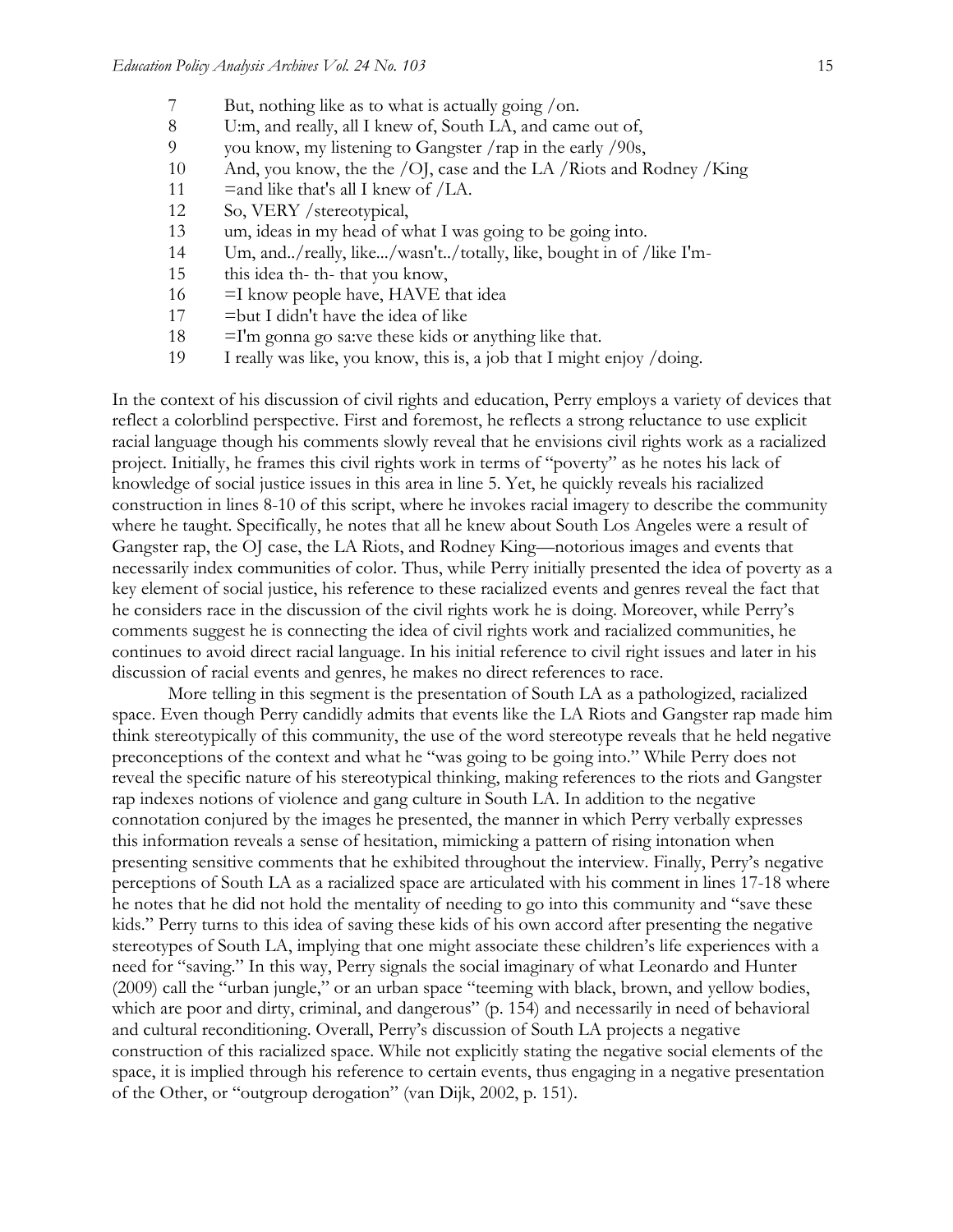7 But, nothing like as to what is actually going /on.
8 U:m, and really, all I knew of, South LA, and came out of,
9 you know, my listening to Gangster /rap in the early /90s,
10 And, you know, the the /OJ, case and the LA /Riots and Rodney /King
11 =and like that's all I knew of /LA.
12 So, VERY /stereotypical,
13 um, ideas in my head of what I was going to be going into.
14 Um, and../really, like.../wasn't../totally, like, bought in of /like I'm-
15 this idea th- th- that you know,
16 =I know people have, HAVE that idea
17 =but I didn't have the idea of like
18 =I'm gonna go sa:ve these kids or anything like that.
19 I really was like, you know, this is, a job that I might enjoy /doing.

In the context of his discussion of civil rights and education, Perry employs a variety of devices that reflect a colorblind perspective. First and foremost, he reflects a strong reluctance to use explicit racial language though his comments slowly reveal that he envisions civil rights work as a racialized project. Initially, he frames this civil rights work in terms of "poverty" as he notes his lack of knowledge of social justice issues in this area in line 5. Yet, he quickly reveals his racialized construction in lines 8-10 of this script, where he invokes racial imagery to describe the community where he taught. Specifically, he notes that all he knew about South Los Angeles were a result of Gangster rap, the OJ case, the LA Riots, and Rodney King—notorious images and events that necessarily index communities of color. Thus, while Perry initially presented the idea of poverty as a key element of social justice, his reference to these racialized events and genres reveal the fact that he considers race in the discussion of the civil rights work he is doing. Moreover, while Perry's comments suggest he is connecting the idea of civil rights work and racialized communities, he continues to avoid direct racial language. In his initial reference to civil right issues and later in his discussion of racial events and genres, he makes no direct references to race.

More telling in this segment is the presentation of South LA as a pathologized, racialized space. Even though Perry candidly admits that events like the LA Riots and Gangster rap made him think stereotypically of this community, the use of the word stereotype reveals that he held negative preconceptions of the context and what he "was going to be going into." While Perry does not reveal the specific nature of his stereotypical thinking, making references to the riots and Gangster rap indexes notions of violence and gang culture in South LA. In addition to the negative connotation conjured by the images he presented, the manner in which Perry verbally expresses this information reveals a sense of hesitation, mimicking a pattern of rising intonation when presenting sensitive comments that he exhibited throughout the interview. Finally, Perry's negative perceptions of South LA as a racialized space are articulated with his comment in lines 17-18 where he notes that he did not hold the mentality of needing to go into this community and "save these kids." Perry turns to this idea of saving these kids of his own accord after presenting the negative stereotypes of South LA, implying that one might associate these children's life experiences with a need for "saving." In this way, Perry signals the social imaginary of what Leonardo and Hunter (2009) call the "urban jungle," or an urban space "teeming with black, brown, and yellow bodies, which are poor and dirty, criminal, and dangerous" (p. 154) and necessarily in need of behavioral and cultural reconditioning. Overall, Perry's discussion of South LA projects a negative construction of this racialized space. While not explicitly stating the negative social elements of the space, it is implied through his reference to certain events, thus engaging in a negative presentation of the Other, or "outgroup derogation" (van Dijk, 2002, p. 151).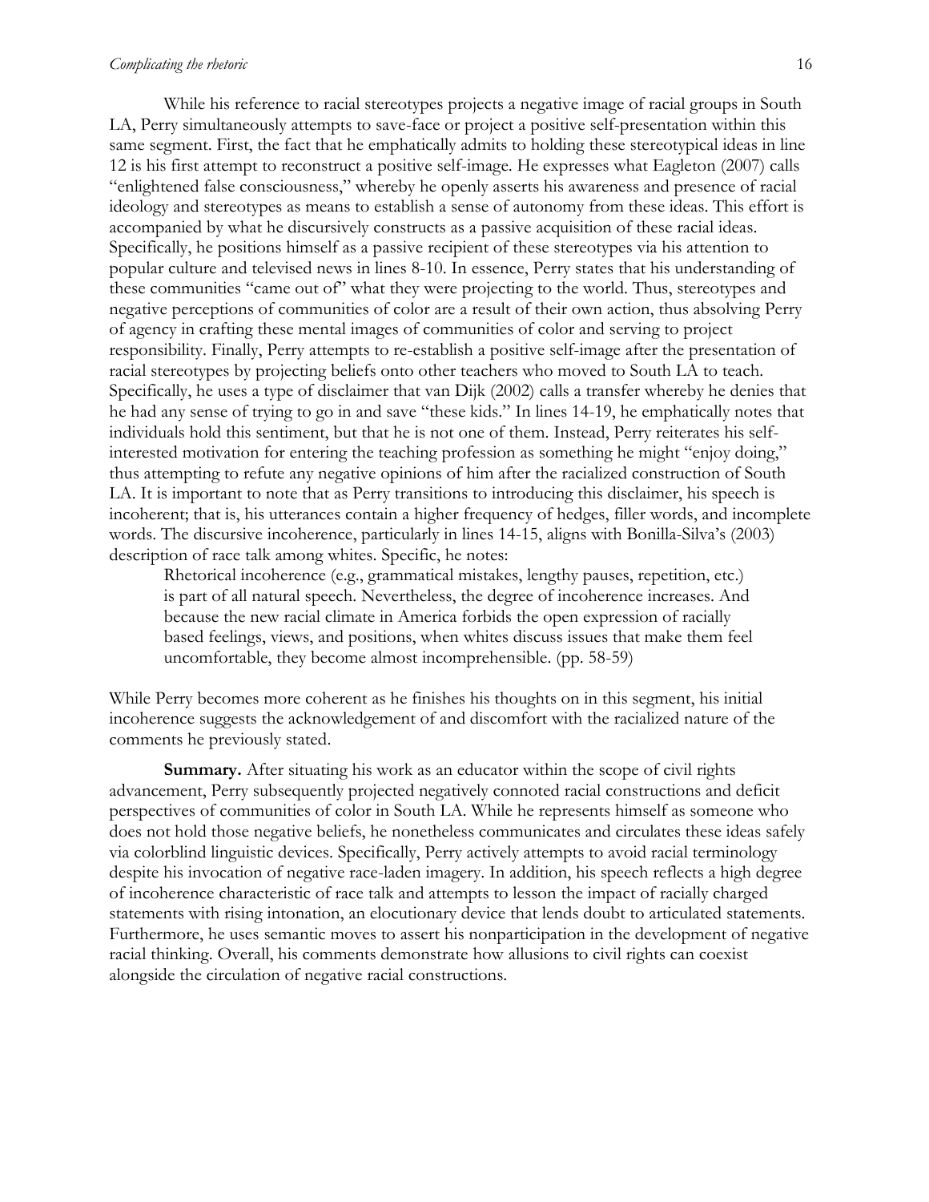While his reference to racial stereotypes projects a negative image of racial groups in South LA, Perry simultaneously attempts to save-face or project a positive self-presentation within this same segment. First, the fact that he emphatically admits to holding these stereotypical ideas in line 12 is his first attempt to reconstruct a positive self-image. He expresses what Eagleton (2007) calls "enlightened false consciousness," whereby he openly asserts his awareness and presence of racial ideology and stereotypes as means to establish a sense of autonomy from these ideas. This effort is accompanied by what he discursively constructs as a passive acquisition of these racial ideas. Specifically, he positions himself as a passive recipient of these stereotypes via his attention to popular culture and televised news in lines 8-10. In essence, Perry states that his understanding of these communities "came out of" what they were projecting to the world. Thus, stereotypes and negative perceptions of communities of color are a result of their own action, thus absolving Perry of agency in crafting these mental images of communities of color and serving to project responsibility. Finally, Perry attempts to re-establish a positive self-image after the presentation of racial stereotypes by projecting beliefs onto other teachers who moved to South LA to teach. Specifically, he uses a type of disclaimer that van Dijk (2002) calls a transfer whereby he denies that he had any sense of trying to go in and save "these kids." In lines 14-19, he emphatically notes that individuals hold this sentiment, but that he is not one of them. Instead, Perry reiterates his self-interested motivation for entering the teaching profession as something he might "enjoy doing," thus attempting to refute any negative opinions of him after the racialized construction of South LA. It is important to note that as Perry transitions to introducing this disclaimer, his speech is incoherent; that is, his utterances contain a higher frequency of hedges, filler words, and incomplete words. The discursive incoherence, particularly in lines 14-15, aligns with Bonilla-Silva's (2003) description of race talk among whites. Specific, he notes:

> Rhetorical incoherence (e.g., grammatical mistakes, lengthy pauses, repetition, etc.) is part of all natural speech. Nevertheless, the degree of incoherence increases. And because the new racial climate in America forbids the open expression of racially based feelings, views, and positions, when whites discuss issues that make them feel uncomfortable, they become almost incomprehensible. (pp. 58-59)

While Perry becomes more coherent as he finishes his thoughts on in this segment, his initial incoherence suggests the acknowledgement of and discomfort with the racialized nature of the comments he previously stated.

**Summary.** After situating his work as an educator within the scope of civil rights advancement, Perry subsequently projected negatively connoted racial constructions and deficit perspectives of communities of color in South LA. While he represents himself as someone who does not hold those negative beliefs, he nonetheless communicates and circulates these ideas safely via colorblind linguistic devices. Specifically, Perry actively attempts to avoid racial terminology despite his invocation of negative race-laden imagery. In addition, his speech reflects a high degree of incoherence characteristic of race talk and attempts to lesson the impact of racially charged statements with rising intonation, an elocutionary device that lends doubt to articulated statements. Furthermore, he uses semantic moves to assert his nonparticipation in the development of negative racial thinking. Overall, his comments demonstrate how allusions to civil rights can coexist alongside the circulation of negative racial constructions.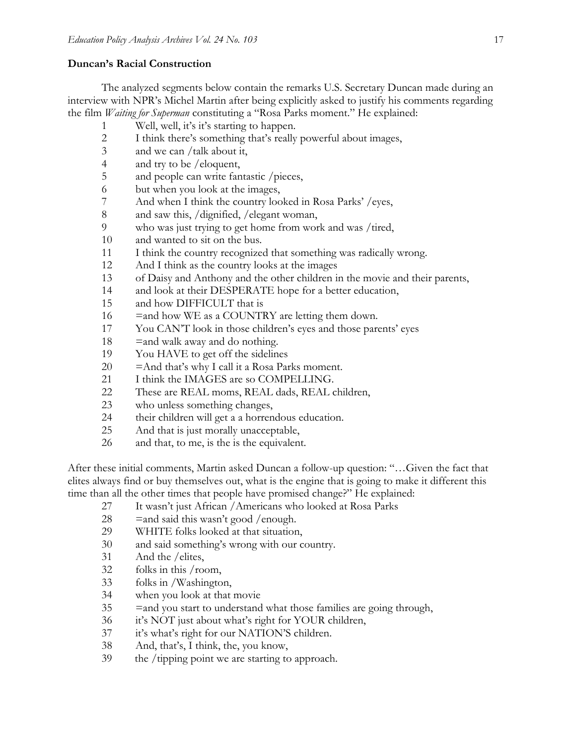**Duncan's Racial Construction**

The analyzed segments below contain the remarks U.S. Secretary Duncan made during an interview with NPR's Michel Martin after being explicitly asked to justify his comments regarding the film *Waiting for Superman* constituting a "Rosa Parks moment." He explained:

1 Well, well, it's it's starting to happen.
2 I think there's something that's really powerful about images,
3 and we can /talk about it,
4 and try to be /eloquent,
5 and people can write fantastic /pieces,
6 but when you look at the images,
7 And when I think the country looked in Rosa Parks' /eyes,
8 and saw this, /dignified, /elegant woman,
9 who was just trying to get home from work and was /tired,
10 and wanted to sit on the bus.
11 I think the country recognized that something was radically wrong.
12 And I think as the country looks at the images
13 of Daisy and Anthony and the other children in the movie and their parents,
14 and look at their DESPERATE hope for a better education,
15 and how DIFFICULT that is
16 =and how WE as a COUNTRY are letting them down.
17 You CAN'T look in those children's eyes and those parents' eyes
18 =and walk away and do nothing.
19 You HAVE to get off the sidelines
20 =And that's why I call it a Rosa Parks moment.
21 I think the IMAGES are so COMPELLING.
22 These are REAL moms, REAL dads, REAL children,
23 who unless something changes,
24 their children will get a a horrendous education.
25 And that is just morally unacceptable,
26 and that, to me, is the is the equivalent.

After these initial comments, Martin asked Duncan a follow-up question: "…Given the fact that elites always find or buy themselves out, what is the engine that is going to make it different this time than all the other times that people have promised change?" He explained:

27 It wasn't just African /Americans who looked at Rosa Parks
28 =and said this wasn't good /enough.
29 WHITE folks looked at that situation,
30 and said something's wrong with our country.
31 And the /elites,
32 folks in this /room,
33 folks in /Washington,
34 when you look at that movie
35 =and you start to understand what those families are going through,
36 it's NOT just about what's right for YOUR children,
37 it's what's right for our NATION'S children.
38 And, that's, I think, the, you know,
39 the /tipping point we are starting to approach.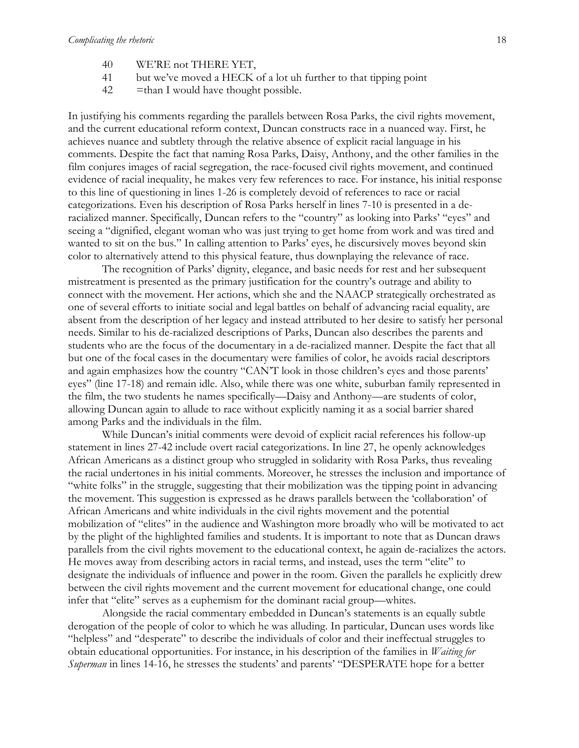40  WE'RE not THERE YET,
41  but we've moved a HECK of a lot uh further to that tipping point
42  =than I would have thought possible.

In justifying his comments regarding the parallels between Rosa Parks, the civil rights movement, and the current educational reform context, Duncan constructs race in a nuanced way. First, he achieves nuance and subtlety through the relative absence of explicit racial language in his comments. Despite the fact that naming Rosa Parks, Daisy, Anthony, and the other families in the film conjures images of racial segregation, the race-focused civil rights movement, and continued evidence of racial inequality, he makes very few references to race. For instance, his initial response to this line of questioning in lines 1-26 is completely devoid of references to race or racial categorizations. Even his description of Rosa Parks herself in lines 7-10 is presented in a de-racialized manner. Specifically, Duncan refers to the "country" as looking into Parks' "eyes" and seeing a "dignified, elegant woman who was just trying to get home from work and was tired and wanted to sit on the bus." In calling attention to Parks' eyes, he discursively moves beyond skin color to alternatively attend to this physical feature, thus downplaying the relevance of race.

The recognition of Parks' dignity, elegance, and basic needs for rest and her subsequent mistreatment is presented as the primary justification for the country's outrage and ability to connect with the movement. Her actions, which she and the NAACP strategically orchestrated as one of several efforts to initiate social and legal battles on behalf of advancing racial equality, are absent from the description of her legacy and instead attributed to her desire to satisfy her personal needs. Similar to his de-racialized descriptions of Parks, Duncan also describes the parents and students who are the focus of the documentary in a de-racialized manner. Despite the fact that all but one of the focal cases in the documentary were families of color, he avoids racial descriptors and again emphasizes how the country "CAN'T look in those children's eyes and those parents' eyes" (line 17-18) and remain idle. Also, while there was one white, suburban family represented in the film, the two students he names specifically—Daisy and Anthony—are students of color, allowing Duncan again to allude to race without explicitly naming it as a social barrier shared among Parks and the individuals in the film.

While Duncan's initial comments were devoid of explicit racial references his follow-up statement in lines 27-42 include overt racial categorizations. In line 27, he openly acknowledges African Americans as a distinct group who struggled in solidarity with Rosa Parks, thus revealing the racial undertones in his initial comments. Moreover, he stresses the inclusion and importance of "white folks" in the struggle, suggesting that their mobilization was the tipping point in advancing the movement. This suggestion is expressed as he draws parallels between the 'collaboration' of African Americans and white individuals in the civil rights movement and the potential mobilization of "elites" in the audience and Washington more broadly who will be motivated to act by the plight of the highlighted families and students. It is important to note that as Duncan draws parallels from the civil rights movement to the educational context, he again de-racializes the actors. He moves away from describing actors in racial terms, and instead, uses the term "elite" to designate the individuals of influence and power in the room. Given the parallels he explicitly drew between the civil rights movement and the current movement for educational change, one could infer that "elite" serves as a euphemism for the dominant racial group—whites.

Alongside the racial commentary embedded in Duncan's statements is an equally subtle derogation of the people of color to which he was alluding. In particular, Duncan uses words like "helpless" and "desperate" to describe the individuals of color and their ineffectual struggles to obtain educational opportunities. For instance, in his description of the families in *Waiting for Superman* in lines 14-16, he stresses the students' and parents' "DESPERATE hope for a better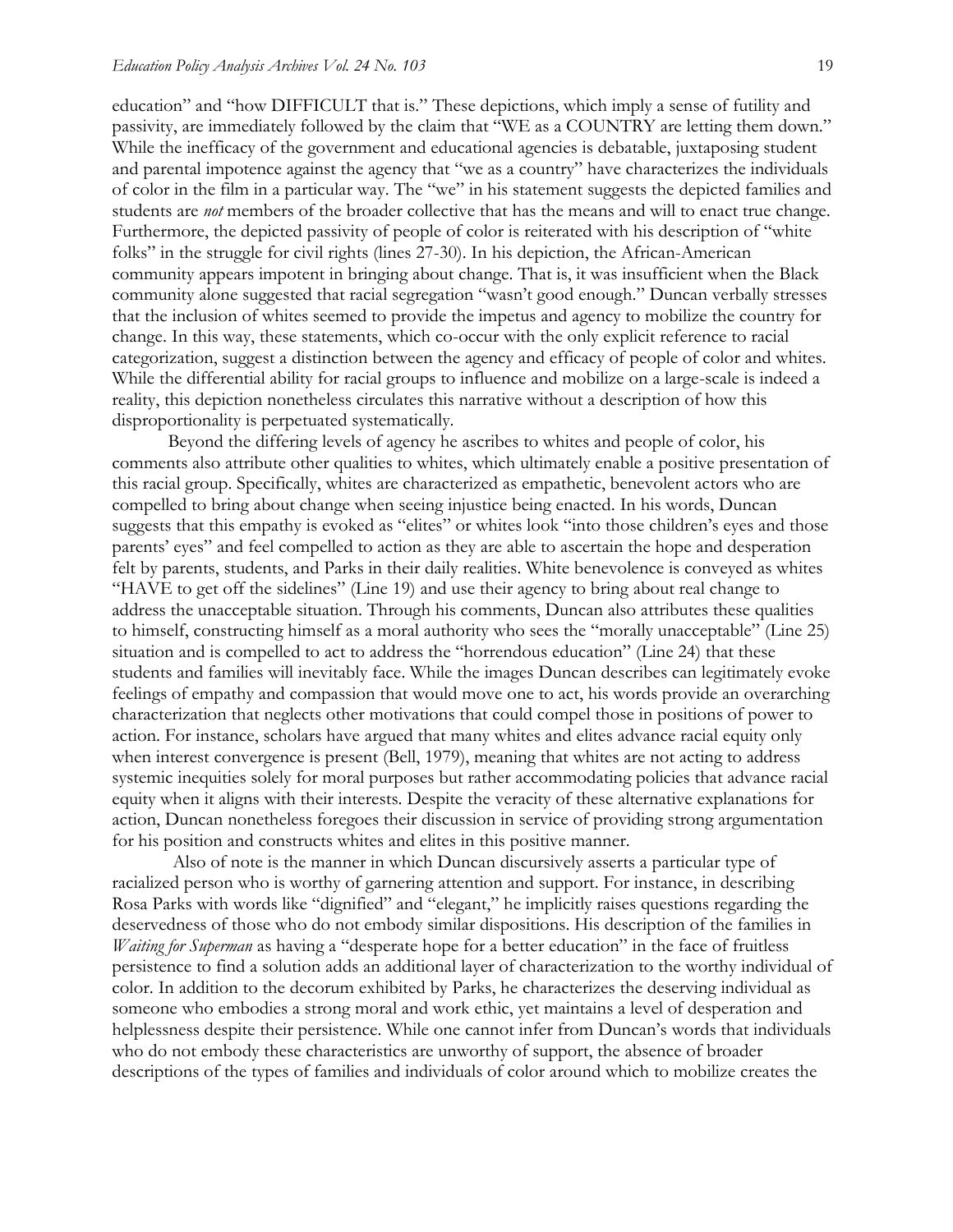education" and "how DIFFICULT that is." These depictions, which imply a sense of futility and passivity, are immediately followed by the claim that "WE as a COUNTRY are letting them down." While the inefficacy of the government and educational agencies is debatable, juxtaposing student and parental impotence against the agency that "we as a country" have characterizes the individuals of color in the film in a particular way. The "we" in his statement suggests the depicted families and students are *not* members of the broader collective that has the means and will to enact true change. Furthermore, the depicted passivity of people of color is reiterated with his description of "white folks" in the struggle for civil rights (lines 27-30). In his depiction, the African-American community appears impotent in bringing about change. That is, it was insufficient when the Black community alone suggested that racial segregation "wasn't good enough." Duncan verbally stresses that the inclusion of whites seemed to provide the impetus and agency to mobilize the country for change. In this way, these statements, which co-occur with the only explicit reference to racial categorization, suggest a distinction between the agency and efficacy of people of color and whites. While the differential ability for racial groups to influence and mobilize on a large-scale is indeed a reality, this depiction nonetheless circulates this narrative without a description of how this disproportionality is perpetuated systematically.

Beyond the differing levels of agency he ascribes to whites and people of color, his comments also attribute other qualities to whites, which ultimately enable a positive presentation of this racial group. Specifically, whites are characterized as empathetic, benevolent actors who are compelled to bring about change when seeing injustice being enacted. In his words, Duncan suggests that this empathy is evoked as "elites" or whites look "into those children's eyes and those parents' eyes" and feel compelled to action as they are able to ascertain the hope and desperation felt by parents, students, and Parks in their daily realities. White benevolence is conveyed as whites "HAVE to get off the sidelines" (Line 19) and use their agency to bring about real change to address the unacceptable situation. Through his comments, Duncan also attributes these qualities to himself, constructing himself as a moral authority who sees the "morally unacceptable" (Line 25) situation and is compelled to act to address the "horrendous education" (Line 24) that these students and families will inevitably face. While the images Duncan describes can legitimately evoke feelings of empathy and compassion that would move one to act, his words provide an overarching characterization that neglects other motivations that could compel those in positions of power to action. For instance, scholars have argued that many whites and elites advance racial equity only when interest convergence is present (Bell, 1979), meaning that whites are not acting to address systemic inequities solely for moral purposes but rather accommodating policies that advance racial equity when it aligns with their interests. Despite the veracity of these alternative explanations for action, Duncan nonetheless foregoes their discussion in service of providing strong argumentation for his position and constructs whites and elites in this positive manner.

Also of note is the manner in which Duncan discursively asserts a particular type of racialized person who is worthy of garnering attention and support. For instance, in describing Rosa Parks with words like "dignified" and "elegant," he implicitly raises questions regarding the deservedness of those who do not embody similar dispositions. His description of the families in *Waiting for Superman* as having a "desperate hope for a better education" in the face of fruitless persistence to find a solution adds an additional layer of characterization to the worthy individual of color. In addition to the decorum exhibited by Parks, he characterizes the deserving individual as someone who embodies a strong moral and work ethic, yet maintains a level of desperation and helplessness despite their persistence. While one cannot infer from Duncan's words that individuals who do not embody these characteristics are unworthy of support, the absence of broader descriptions of the types of families and individuals of color around which to mobilize creates the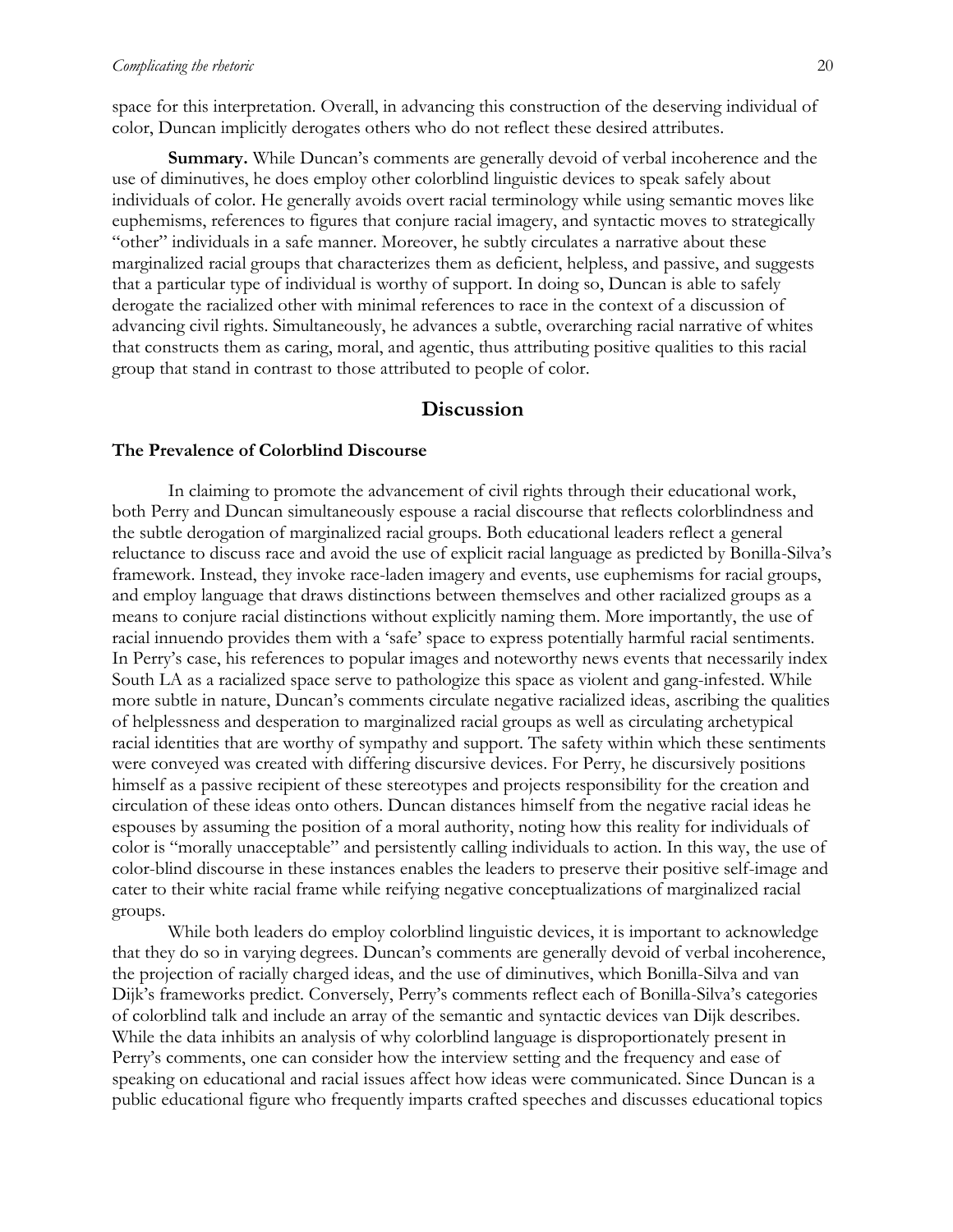space for this interpretation. Overall, in advancing this construction of the deserving individual of color, Duncan implicitly derogates others who do not reflect these desired attributes.

**Summary.** While Duncan's comments are generally devoid of verbal incoherence and the use of diminutives, he does employ other colorblind linguistic devices to speak safely about individuals of color. He generally avoids overt racial terminology while using semantic moves like euphemisms, references to figures that conjure racial imagery, and syntactic moves to strategically "other" individuals in a safe manner. Moreover, he subtly circulates a narrative about these marginalized racial groups that characterizes them as deficient, helpless, and passive, and suggests that a particular type of individual is worthy of support. In doing so, Duncan is able to safely derogate the racialized other with minimal references to race in the context of a discussion of advancing civil rights. Simultaneously, he advances a subtle, overarching racial narrative of whites that constructs them as caring, moral, and agentic, thus attributing positive qualities to this racial group that stand in contrast to those attributed to people of color.

## Discussion

### The Prevalence of Colorblind Discourse

In claiming to promote the advancement of civil rights through their educational work, both Perry and Duncan simultaneously espouse a racial discourse that reflects colorblindness and the subtle derogation of marginalized racial groups. Both educational leaders reflect a general reluctance to discuss race and avoid the use of explicit racial language as predicted by Bonilla-Silva's framework. Instead, they invoke race-laden imagery and events, use euphemisms for racial groups, and employ language that draws distinctions between themselves and other racialized groups as a means to conjure racial distinctions without explicitly naming them. More importantly, the use of racial innuendo provides them with a 'safe' space to express potentially harmful racial sentiments. In Perry's case, his references to popular images and noteworthy news events that necessarily index South LA as a racialized space serve to pathologize this space as violent and gang-infested. While more subtle in nature, Duncan's comments circulate negative racialized ideas, ascribing the qualities of helplessness and desperation to marginalized racial groups as well as circulating archetypical racial identities that are worthy of sympathy and support. The safety within which these sentiments were conveyed was created with differing discursive devices. For Perry, he discursively positions himself as a passive recipient of these stereotypes and projects responsibility for the creation and circulation of these ideas onto others. Duncan distances himself from the negative racial ideas he espouses by assuming the position of a moral authority, noting how this reality for individuals of color is "morally unacceptable" and persistently calling individuals to action. In this way, the use of color-blind discourse in these instances enables the leaders to preserve their positive self-image and cater to their white racial frame while reifying negative conceptualizations of marginalized racial groups.

While both leaders do employ colorblind linguistic devices, it is important to acknowledge that they do so in varying degrees. Duncan's comments are generally devoid of verbal incoherence, the projection of racially charged ideas, and the use of diminutives, which Bonilla-Silva and van Dijk's frameworks predict. Conversely, Perry's comments reflect each of Bonilla-Silva's categories of colorblind talk and include an array of the semantic and syntactic devices van Dijk describes. While the data inhibits an analysis of why colorblind language is disproportionately present in Perry's comments, one can consider how the interview setting and the frequency and ease of speaking on educational and racial issues affect how ideas were communicated. Since Duncan is a public educational figure who frequently imparts crafted speeches and discusses educational topics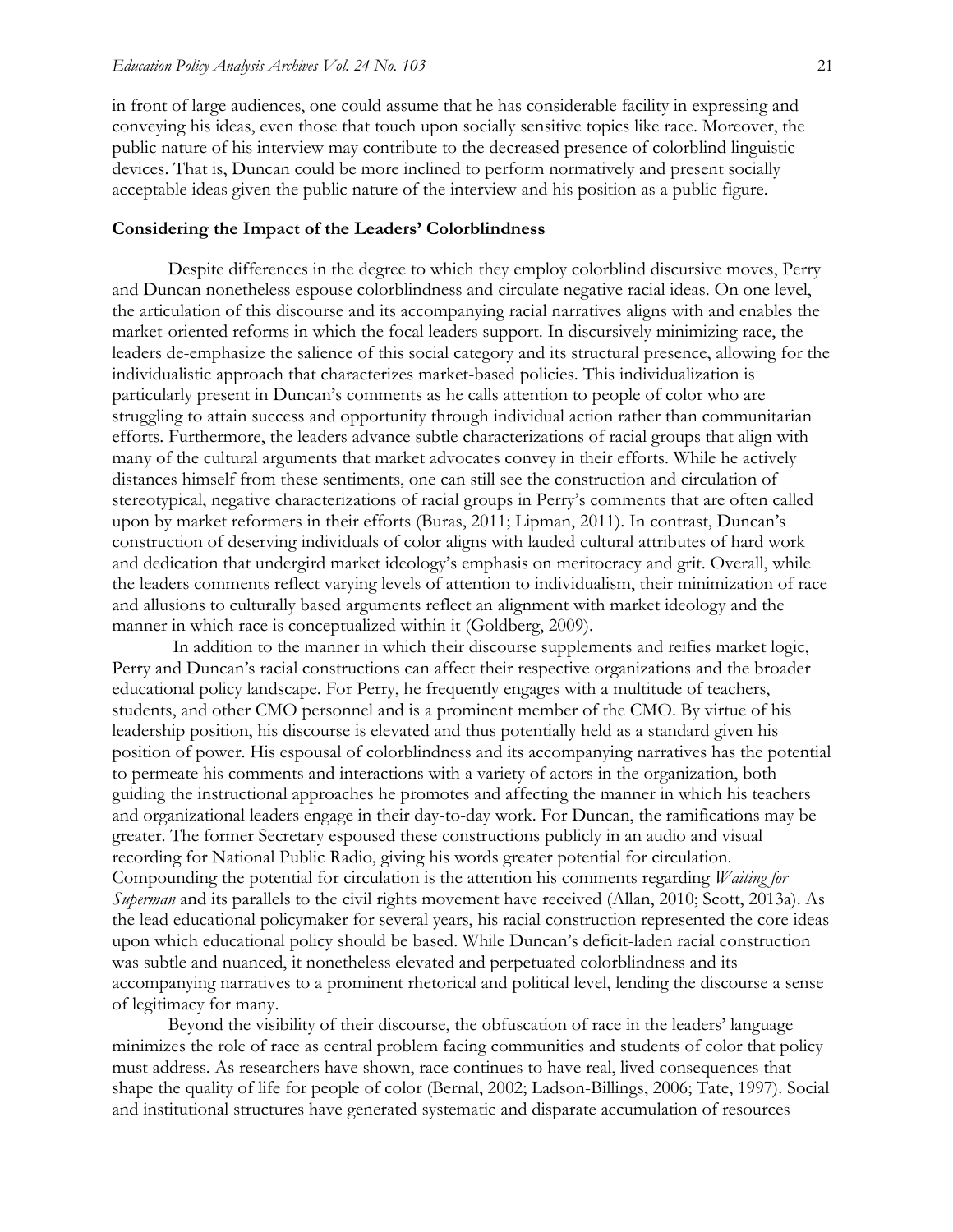in front of large audiences, one could assume that he has considerable facility in expressing and conveying his ideas, even those that touch upon socially sensitive topics like race. Moreover, the public nature of his interview may contribute to the decreased presence of colorblind linguistic devices. That is, Duncan could be more inclined to perform normatively and present socially acceptable ideas given the public nature of the interview and his position as a public figure.

### Considering the Impact of the Leaders' Colorblindness

Despite differences in the degree to which they employ colorblind discursive moves, Perry and Duncan nonetheless espouse colorblindness and circulate negative racial ideas. On one level, the articulation of this discourse and its accompanying racial narratives aligns with and enables the market-oriented reforms in which the focal leaders support. In discursively minimizing race, the leaders de-emphasize the salience of this social category and its structural presence, allowing for the individualistic approach that characterizes market-based policies. This individualization is particularly present in Duncan's comments as he calls attention to people of color who are struggling to attain success and opportunity through individual action rather than communitarian efforts. Furthermore, the leaders advance subtle characterizations of racial groups that align with many of the cultural arguments that market advocates convey in their efforts. While he actively distances himself from these sentiments, one can still see the construction and circulation of stereotypical, negative characterizations of racial groups in Perry's comments that are often called upon by market reformers in their efforts (Buras, 2011; Lipman, 2011). In contrast, Duncan's construction of deserving individuals of color aligns with lauded cultural attributes of hard work and dedication that undergird market ideology's emphasis on meritocracy and grit. Overall, while the leaders comments reflect varying levels of attention to individualism, their minimization of race and allusions to culturally based arguments reflect an alignment with market ideology and the manner in which race is conceptualized within it (Goldberg, 2009).

In addition to the manner in which their discourse supplements and reifies market logic, Perry and Duncan's racial constructions can affect their respective organizations and the broader educational policy landscape. For Perry, he frequently engages with a multitude of teachers, students, and other CMO personnel and is a prominent member of the CMO. By virtue of his leadership position, his discourse is elevated and thus potentially held as a standard given his position of power. His espousal of colorblindness and its accompanying narratives has the potential to permeate his comments and interactions with a variety of actors in the organization, both guiding the instructional approaches he promotes and affecting the manner in which his teachers and organizational leaders engage in their day-to-day work. For Duncan, the ramifications may be greater. The former Secretary espoused these constructions publicly in an audio and visual recording for National Public Radio, giving his words greater potential for circulation. Compounding the potential for circulation is the attention his comments regarding *Waiting for Superman* and its parallels to the civil rights movement have received (Allan, 2010; Scott, 2013a). As the lead educational policymaker for several years, his racial construction represented the core ideas upon which educational policy should be based. While Duncan's deficit-laden racial construction was subtle and nuanced, it nonetheless elevated and perpetuated colorblindness and its accompanying narratives to a prominent rhetorical and political level, lending the discourse a sense of legitimacy for many.

Beyond the visibility of their discourse, the obfuscation of race in the leaders' language minimizes the role of race as central problem facing communities and students of color that policy must address. As researchers have shown, race continues to have real, lived consequences that shape the quality of life for people of color (Bernal, 2002; Ladson-Billings, 2006; Tate, 1997). Social and institutional structures have generated systematic and disparate accumulation of resources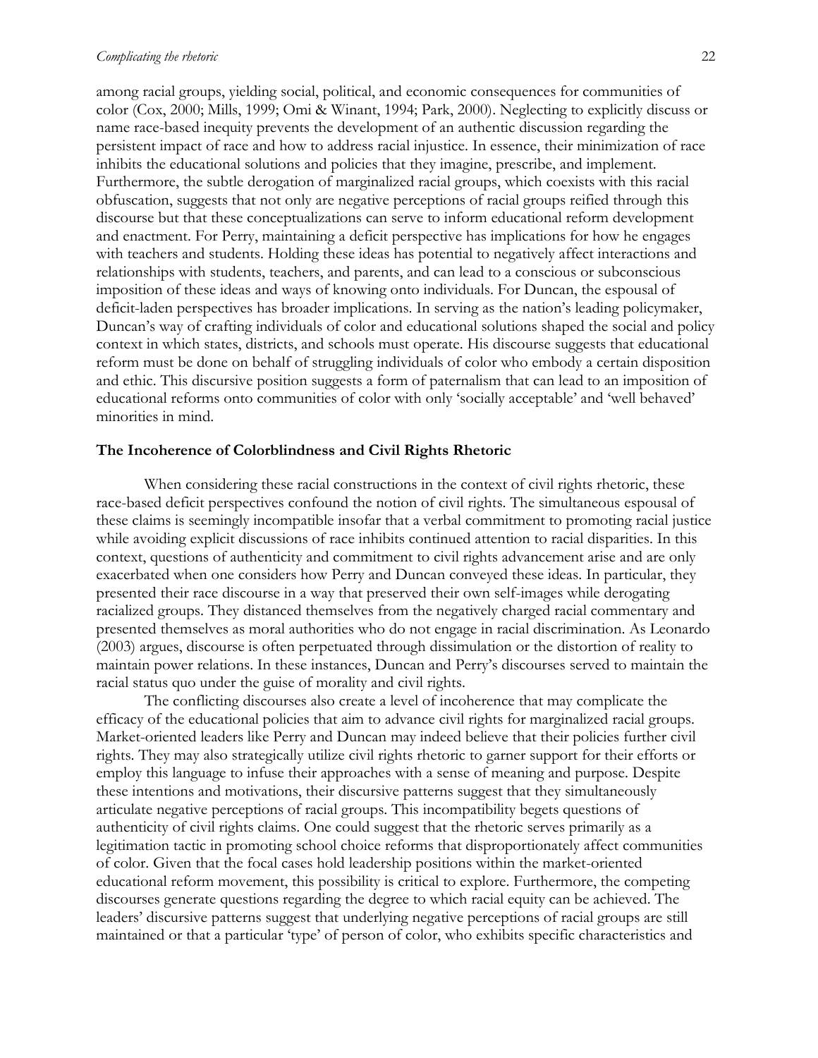among racial groups, yielding social, political, and economic consequences for communities of color (Cox, 2000; Mills, 1999; Omi & Winant, 1994; Park, 2000). Neglecting to explicitly discuss or name race-based inequity prevents the development of an authentic discussion regarding the persistent impact of race and how to address racial injustice. In essence, their minimization of race inhibits the educational solutions and policies that they imagine, prescribe, and implement. Furthermore, the subtle derogation of marginalized racial groups, which coexists with this racial obfuscation, suggests that not only are negative perceptions of racial groups reified through this discourse but that these conceptualizations can serve to inform educational reform development and enactment. For Perry, maintaining a deficit perspective has implications for how he engages with teachers and students. Holding these ideas has potential to negatively affect interactions and relationships with students, teachers, and parents, and can lead to a conscious or subconscious imposition of these ideas and ways of knowing onto individuals. For Duncan, the espousal of deficit-laden perspectives has broader implications. In serving as the nation's leading policymaker, Duncan's way of crafting individuals of color and educational solutions shaped the social and policy context in which states, districts, and schools must operate. His discourse suggests that educational reform must be done on behalf of struggling individuals of color who embody a certain disposition and ethic. This discursive position suggests a form of paternalism that can lead to an imposition of educational reforms onto communities of color with only 'socially acceptable' and 'well behaved' minorities in mind.

### The Incoherence of Colorblindness and Civil Rights Rhetoric

When considering these racial constructions in the context of civil rights rhetoric, these race-based deficit perspectives confound the notion of civil rights. The simultaneous espousal of these claims is seemingly incompatible insofar that a verbal commitment to promoting racial justice while avoiding explicit discussions of race inhibits continued attention to racial disparities. In this context, questions of authenticity and commitment to civil rights advancement arise and are only exacerbated when one considers how Perry and Duncan conveyed these ideas. In particular, they presented their race discourse in a way that preserved their own self-images while derogating racialized groups. They distanced themselves from the negatively charged racial commentary and presented themselves as moral authorities who do not engage in racial discrimination. As Leonardo (2003) argues, discourse is often perpetuated through dissimulation or the distortion of reality to maintain power relations. In these instances, Duncan and Perry's discourses served to maintain the racial status quo under the guise of morality and civil rights.

The conflicting discourses also create a level of incoherence that may complicate the efficacy of the educational policies that aim to advance civil rights for marginalized racial groups. Market-oriented leaders like Perry and Duncan may indeed believe that their policies further civil rights. They may also strategically utilize civil rights rhetoric to garner support for their efforts or employ this language to infuse their approaches with a sense of meaning and purpose. Despite these intentions and motivations, their discursive patterns suggest that they simultaneously articulate negative perceptions of racial groups. This incompatibility begets questions of authenticity of civil rights claims. One could suggest that the rhetoric serves primarily as a legitimation tactic in promoting school choice reforms that disproportionately affect communities of color. Given that the focal cases hold leadership positions within the market-oriented educational reform movement, this possibility is critical to explore. Furthermore, the competing discourses generate questions regarding the degree to which racial equity can be achieved. The leaders' discursive patterns suggest that underlying negative perceptions of racial groups are still maintained or that a particular 'type' of person of color, who exhibits specific characteristics and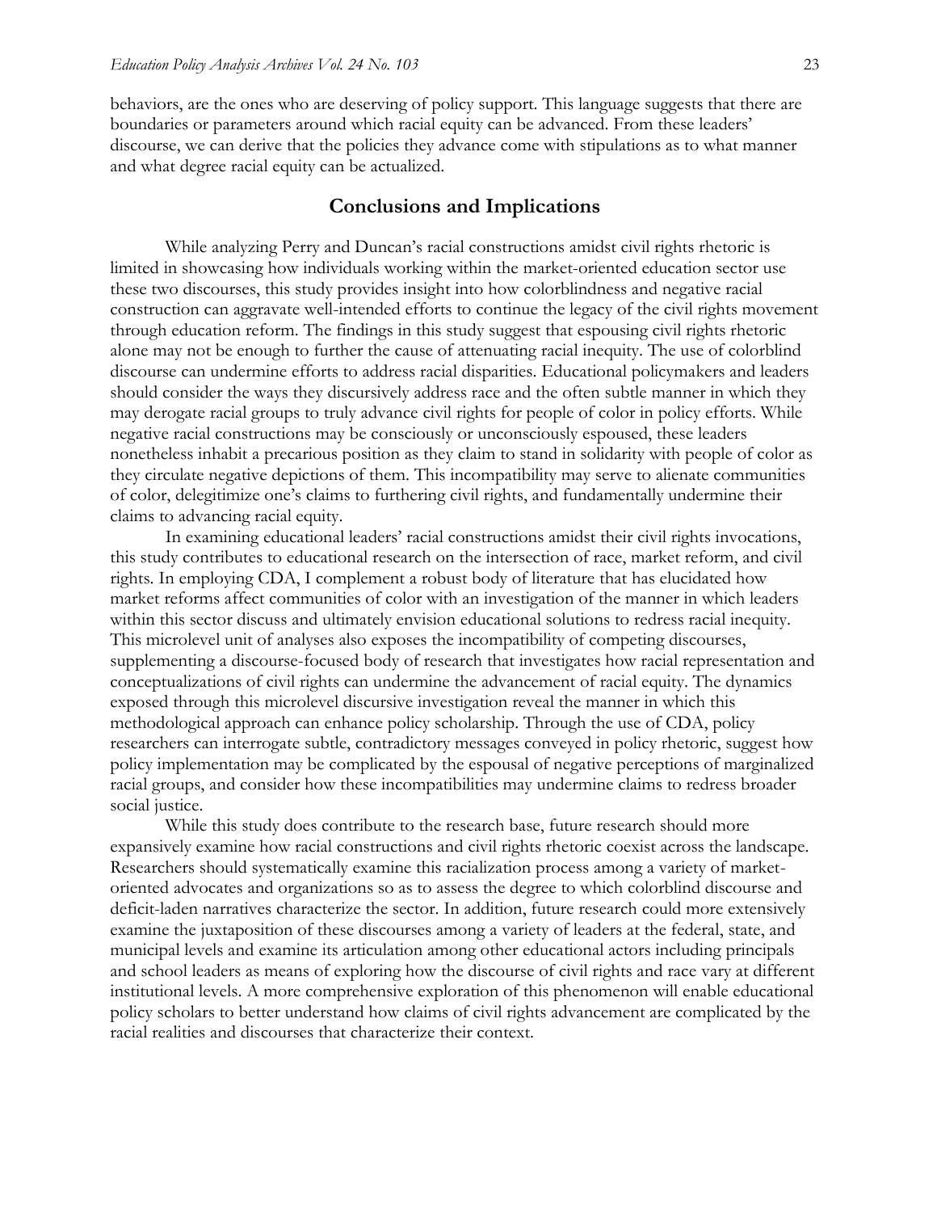behaviors, are the ones who are deserving of policy support. This language suggests that there are boundaries or parameters around which racial equity can be advanced. From these leaders' discourse, we can derive that the policies they advance come with stipulations as to what manner and what degree racial equity can be actualized.

## Conclusions and Implications

While analyzing Perry and Duncan's racial constructions amidst civil rights rhetoric is limited in showcasing how individuals working within the market-oriented education sector use these two discourses, this study provides insight into how colorblindness and negative racial construction can aggravate well-intended efforts to continue the legacy of the civil rights movement through education reform. The findings in this study suggest that espousing civil rights rhetoric alone may not be enough to further the cause of attenuating racial inequity. The use of colorblind discourse can undermine efforts to address racial disparities. Educational policymakers and leaders should consider the ways they discursively address race and the often subtle manner in which they may derogate racial groups to truly advance civil rights for people of color in policy efforts. While negative racial constructions may be consciously or unconsciously espoused, these leaders nonetheless inhabit a precarious position as they claim to stand in solidarity with people of color as they circulate negative depictions of them. This incompatibility may serve to alienate communities of color, delegitimize one's claims to furthering civil rights, and fundamentally undermine their claims to advancing racial equity.

In examining educational leaders' racial constructions amidst their civil rights invocations, this study contributes to educational research on the intersection of race, market reform, and civil rights. In employing CDA, I complement a robust body of literature that has elucidated how market reforms affect communities of color with an investigation of the manner in which leaders within this sector discuss and ultimately envision educational solutions to redress racial inequity. This microlevel unit of analyses also exposes the incompatibility of competing discourses, supplementing a discourse-focused body of research that investigates how racial representation and conceptualizations of civil rights can undermine the advancement of racial equity. The dynamics exposed through this microlevel discursive investigation reveal the manner in which this methodological approach can enhance policy scholarship. Through the use of CDA, policy researchers can interrogate subtle, contradictory messages conveyed in policy rhetoric, suggest how policy implementation may be complicated by the espousal of negative perceptions of marginalized racial groups, and consider how these incompatibilities may undermine claims to redress broader social justice.

While this study does contribute to the research base, future research should more expansively examine how racial constructions and civil rights rhetoric coexist across the landscape. Researchers should systematically examine this racialization process among a variety of market-oriented advocates and organizations so as to assess the degree to which colorblind discourse and deficit-laden narratives characterize the sector. In addition, future research could more extensively examine the juxtaposition of these discourses among a variety of leaders at the federal, state, and municipal levels and examine its articulation among other educational actors including principals and school leaders as means of exploring how the discourse of civil rights and race vary at different institutional levels. A more comprehensive exploration of this phenomenon will enable educational policy scholars to better understand how claims of civil rights advancement are complicated by the racial realities and discourses that characterize their context.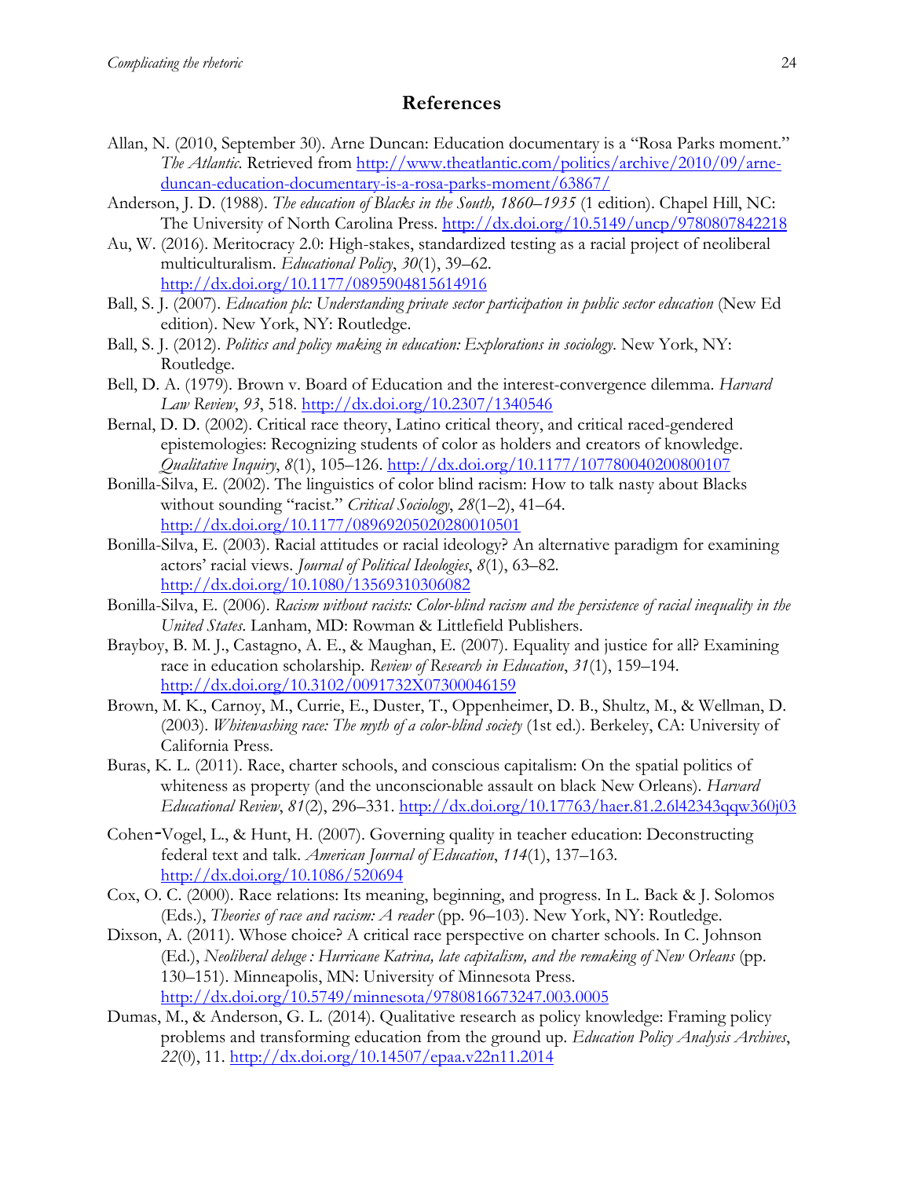## References

Allan, N. (2010, September 30). Arne Duncan: Education documentary is a "Rosa Parks moment." *The Atlantic*. Retrieved from http://www.theatlantic.com/politics/archive/2010/09/arne-duncan-education-documentary-is-a-rosa-parks-moment/63867/

Anderson, J. D. (1988). *The education of Blacks in the South, 1860–1935* (1 edition). Chapel Hill, NC: The University of North Carolina Press. http://dx.doi.org/10.5149/uncp/9780807842218

Au, W. (2016). Meritocracy 2.0: High-stakes, standardized testing as a racial project of neoliberal multiculturalism. *Educational Policy*, *30*(1), 39–62. http://dx.doi.org/10.1177/0895904815614916

Ball, S. J. (2007). *Education plc: Understanding private sector participation in public sector education* (New Ed edition). New York, NY: Routledge.

Ball, S. J. (2012). *Politics and policy making in education: Explorations in sociology*. New York, NY: Routledge.

Bell, D. A. (1979). Brown v. Board of Education and the interest-convergence dilemma. *Harvard Law Review*, *93*, 518. http://dx.doi.org/10.2307/1340546

Bernal, D. D. (2002). Critical race theory, Latino critical theory, and critical raced-gendered epistemologies: Recognizing students of color as holders and creators of knowledge. *Qualitative Inquiry*, *8*(1), 105–126. http://dx.doi.org/10.1177/107780040200800107

Bonilla-Silva, E. (2002). The linguistics of color blind racism: How to talk nasty about Blacks without sounding "racist." *Critical Sociology*, *28*(1–2), 41–64. http://dx.doi.org/10.1177/08969205020280010501

Bonilla-Silva, E. (2003). Racial attitudes or racial ideology? An alternative paradigm for examining actors' racial views. *Journal of Political Ideologies*, *8*(1), 63–82. http://dx.doi.org/10.1080/13569310306082

Bonilla-Silva, E. (2006). *Racism without racists: Color-blind racism and the persistence of racial inequality in the United States*. Lanham, MD: Rowman & Littlefield Publishers.

Brayboy, B. M. J., Castagno, A. E., & Maughan, E. (2007). Equality and justice for all? Examining race in education scholarship. *Review of Research in Education*, *31*(1), 159–194. http://dx.doi.org/10.3102/0091732X07300046159

Brown, M. K., Carnoy, M., Currie, E., Duster, T., Oppenheimer, D. B., Shultz, M., & Wellman, D. (2003). *Whitewashing race: The myth of a color-blind society* (1st ed.). Berkeley, CA: University of California Press.

Buras, K. L. (2011). Race, charter schools, and conscious capitalism: On the spatial politics of whiteness as property (and the unconscionable assault on black New Orleans). *Harvard Educational Review*, *81*(2), 296–331. http://dx.doi.org/10.17763/haer.81.2.6l42343qqw360j03

Cohen-Vogel, L., & Hunt, H. (2007). Governing quality in teacher education: Deconstructing federal text and talk. *American Journal of Education*, *114*(1), 137–163. http://dx.doi.org/10.1086/520694

Cox, O. C. (2000). Race relations: Its meaning, beginning, and progress. In L. Back & J. Solomos (Eds.), *Theories of race and racism: A reader* (pp. 96–103). New York, NY: Routledge.

Dixson, A. (2011). Whose choice? A critical race perspective on charter schools. In C. Johnson (Ed.), *Neoliberal deluge : Hurricane Katrina, late capitalism, and the remaking of New Orleans* (pp. 130–151). Minneapolis, MN: University of Minnesota Press. http://dx.doi.org/10.5749/minnesota/9780816673247.003.0005

Dumas, M., & Anderson, G. L. (2014). Qualitative research as policy knowledge: Framing policy problems and transforming education from the ground up. *Education Policy Analysis Archives*, *22*(0), 11. http://dx.doi.org/10.14507/epaa.v22n11.2014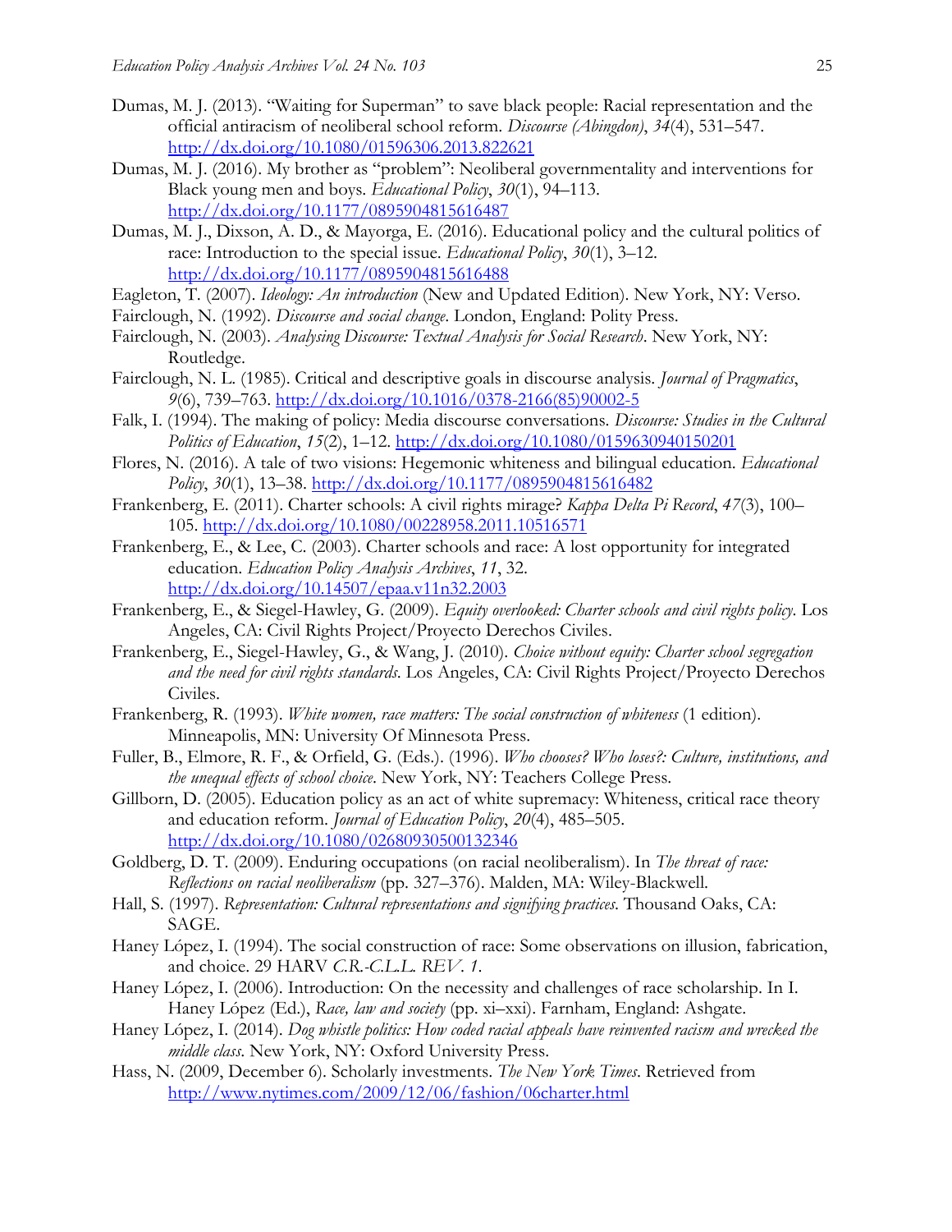Dumas, M. J. (2013). "Waiting for Superman" to save black people: Racial representation and the official antiracism of neoliberal school reform. *Discourse (Abingdon)*, *34*(4), 531–547. http://dx.doi.org/10.1080/01596306.2013.822621

Dumas, M. J. (2016). My brother as "problem": Neoliberal governmentality and interventions for Black young men and boys. *Educational Policy*, *30*(1), 94–113. http://dx.doi.org/10.1177/0895904815616487

Dumas, M. J., Dixson, A. D., & Mayorga, E. (2016). Educational policy and the cultural politics of race: Introduction to the special issue. *Educational Policy*, *30*(1), 3–12. http://dx.doi.org/10.1177/0895904815616488

Eagleton, T. (2007). *Ideology: An introduction* (New and Updated Edition). New York, NY: Verso.

Fairclough, N. (1992). *Discourse and social change*. London, England: Polity Press.

Fairclough, N. (2003). *Analysing Discourse: Textual Analysis for Social Research*. New York, NY: Routledge.

Fairclough, N. L. (1985). Critical and descriptive goals in discourse analysis. *Journal of Pragmatics*, *9*(6), 739–763. http://dx.doi.org/10.1016/0378-2166(85)90002-5

Falk, I. (1994). The making of policy: Media discourse conversations. *Discourse: Studies in the Cultural Politics of Education*, *15*(2), 1–12. http://dx.doi.org/10.1080/0159630940150201

Flores, N. (2016). A tale of two visions: Hegemonic whiteness and bilingual education. *Educational Policy*, *30*(1), 13–38. http://dx.doi.org/10.1177/0895904815616482

Frankenberg, E. (2011). Charter schools: A civil rights mirage? *Kappa Delta Pi Record*, *47*(3), 100–105. http://dx.doi.org/10.1080/00228958.2011.10516571

Frankenberg, E., & Lee, C. (2003). Charter schools and race: A lost opportunity for integrated education. *Education Policy Analysis Archives*, *11*, 32. http://dx.doi.org/10.14507/epaa.v11n32.2003

Frankenberg, E., & Siegel-Hawley, G. (2009). *Equity overlooked: Charter schools and civil rights policy*. Los Angeles, CA: Civil Rights Project/Proyecto Derechos Civiles.

Frankenberg, E., Siegel-Hawley, G., & Wang, J. (2010). *Choice without equity: Charter school segregation and the need for civil rights standards*. Los Angeles, CA: Civil Rights Project/Proyecto Derechos Civiles.

Frankenberg, R. (1993). *White women, race matters: The social construction of whiteness* (1 edition). Minneapolis, MN: University Of Minnesota Press.

Fuller, B., Elmore, R. F., & Orfield, G. (Eds.). (1996). *Who chooses? Who loses?: Culture, institutions, and the unequal effects of school choice*. New York, NY: Teachers College Press.

Gillborn, D. (2005). Education policy as an act of white supremacy: Whiteness, critical race theory and education reform. *Journal of Education Policy*, *20*(4), 485–505. http://dx.doi.org/10.1080/02680930500132346

Goldberg, D. T. (2009). Enduring occupations (on racial neoliberalism). In *The threat of race: Reflections on racial neoliberalism* (pp. 327–376). Malden, MA: Wiley-Blackwell.

Hall, S. (1997). *Representation: Cultural representations and signifying practices*. Thousand Oaks, CA: SAGE.

Haney López, I. (1994). The social construction of race: Some observations on illusion, fabrication, and choice. 29 HARV *C.R.-C.L.L. REV*. *1*.

Haney López, I. (2006). Introduction: On the necessity and challenges of race scholarship. In I. Haney López (Ed.), *Race, law and society* (pp. xi–xxi). Farnham, England: Ashgate.

Haney López, I. (2014). *Dog whistle politics: How coded racial appeals have reinvented racism and wrecked the middle class*. New York, NY: Oxford University Press.

Hass, N. (2009, December 6). Scholarly investments. *The New York Times*. Retrieved from http://www.nytimes.com/2009/12/06/fashion/06charter.html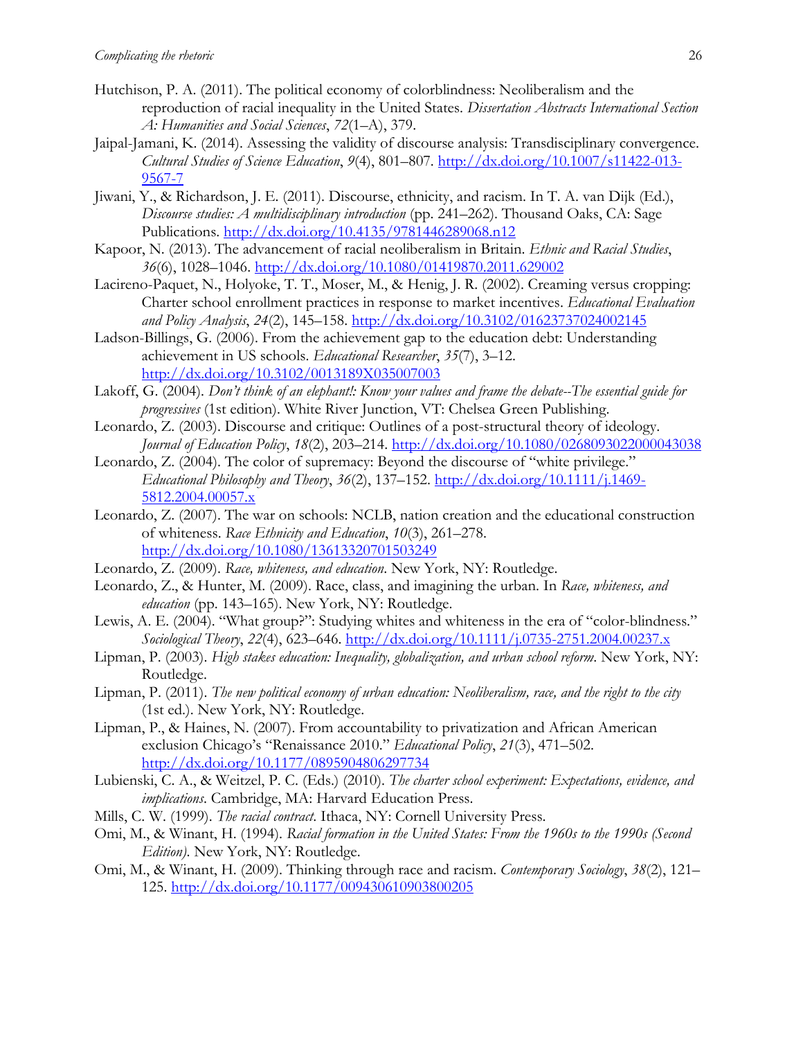Hutchison, P. A. (2011). The political economy of colorblindness: Neoliberalism and the reproduction of racial inequality in the United States. *Dissertation Abstracts International Section A: Humanities and Social Sciences*, *72*(1–A), 379.

Jaipal-Jamani, K. (2014). Assessing the validity of discourse analysis: Transdisciplinary convergence. *Cultural Studies of Science Education*, *9*(4), 801–807. http://dx.doi.org/10.1007/s11422-013-9567-7

Jiwani, Y., & Richardson, J. E. (2011). Discourse, ethnicity, and racism. In T. A. van Dijk (Ed.), *Discourse studies: A multidisciplinary introduction* (pp. 241–262). Thousand Oaks, CA: Sage Publications. http://dx.doi.org/10.4135/9781446289068.n12

Kapoor, N. (2013). The advancement of racial neoliberalism in Britain. *Ethnic and Racial Studies*, *36*(6), 1028–1046. http://dx.doi.org/10.1080/01419870.2011.629002

Lacireno-Paquet, N., Holyoke, T. T., Moser, M., & Henig, J. R. (2002). Creaming versus cropping: Charter school enrollment practices in response to market incentives. *Educational Evaluation and Policy Analysis*, *24*(2), 145–158. http://dx.doi.org/10.3102/01623737024002145

Ladson-Billings, G. (2006). From the achievement gap to the education debt: Understanding achievement in US schools. *Educational Researcher*, *35*(7), 3–12. http://dx.doi.org/10.3102/0013189X035007003

Lakoff, G. (2004). *Don't think of an elephant!: Know your values and frame the debate--The essential guide for progressives* (1st edition). White River Junction, VT: Chelsea Green Publishing.

Leonardo, Z. (2003). Discourse and critique: Outlines of a post-structural theory of ideology. *Journal of Education Policy*, *18*(2), 203–214. http://dx.doi.org/10.1080/0268093022000043038

Leonardo, Z. (2004). The color of supremacy: Beyond the discourse of "white privilege." *Educational Philosophy and Theory*, *36*(2), 137–152. http://dx.doi.org/10.1111/j.1469-5812.2004.00057.x

Leonardo, Z. (2007). The war on schools: NCLB, nation creation and the educational construction of whiteness. *Race Ethnicity and Education*, *10*(3), 261–278. http://dx.doi.org/10.1080/13613320701503249

Leonardo, Z. (2009). *Race, whiteness, and education*. New York, NY: Routledge.

Leonardo, Z., & Hunter, M. (2009). Race, class, and imagining the urban. In *Race, whiteness, and education* (pp. 143–165). New York, NY: Routledge.

Lewis, A. E. (2004). "What group?": Studying whites and whiteness in the era of "color-blindness." *Sociological Theory*, *22*(4), 623–646. http://dx.doi.org/10.1111/j.0735-2751.2004.00237.x

Lipman, P. (2003). *High stakes education: Inequality, globalization, and urban school reform*. New York, NY: Routledge.

Lipman, P. (2011). *The new political economy of urban education: Neoliberalism, race, and the right to the city* (1st ed.). New York, NY: Routledge.

Lipman, P., & Haines, N. (2007). From accountability to privatization and African American exclusion Chicago's "Renaissance 2010." *Educational Policy*, *21*(3), 471–502. http://dx.doi.org/10.1177/0895904806297734

Lubienski, C. A., & Weitzel, P. C. (Eds.) (2010). *The charter school experiment: Expectations, evidence, and implications*. Cambridge, MA: Harvard Education Press.

Mills, C. W. (1999). *The racial contract*. Ithaca, NY: Cornell University Press.

Omi, M., & Winant, H. (1994). *Racial formation in the United States: From the 1960s to the 1990s (Second Edition)*. New York, NY: Routledge.

Omi, M., & Winant, H. (2009). Thinking through race and racism. *Contemporary Sociology*, *38*(2), 121–125. http://dx.doi.org/10.1177/009430610903800205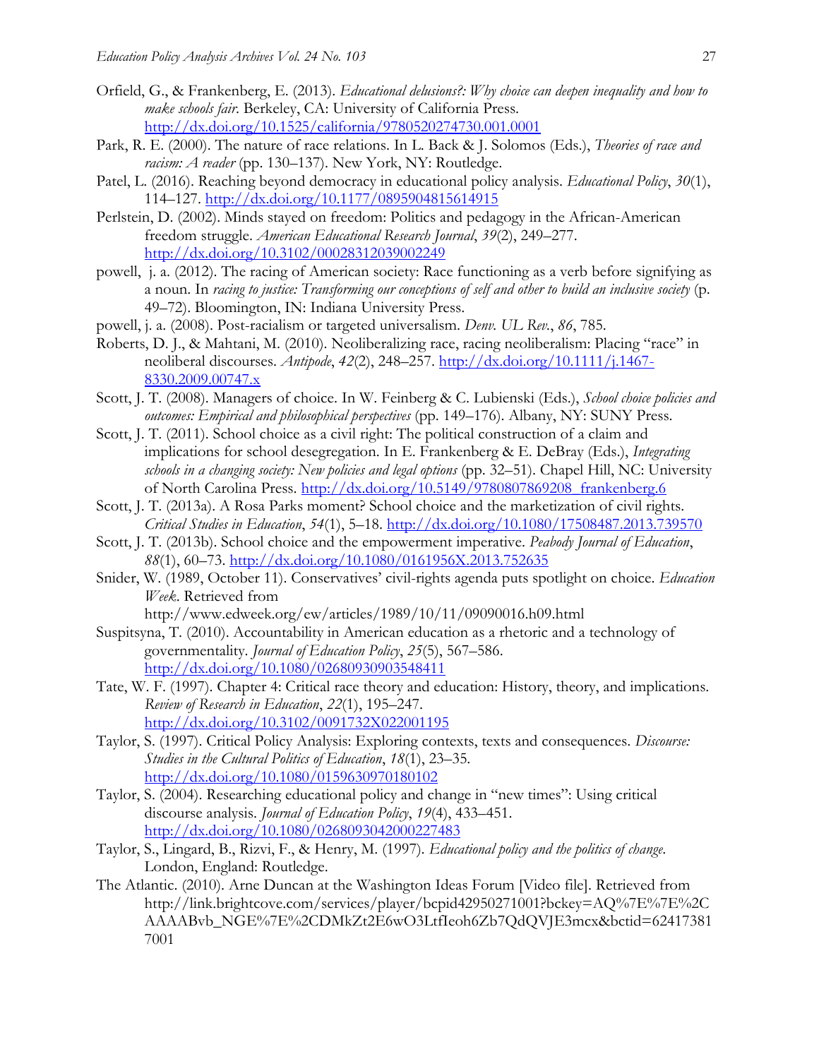Orfield, G., & Frankenberg, E. (2013). *Educational delusions?: Why choice can deepen inequality and how to make schools fair*. Berkeley, CA: University of California Press. http://dx.doi.org/10.1525/california/9780520274730.001.0001

Park, R. E. (2000). The nature of race relations. In L. Back & J. Solomos (Eds.), *Theories of race and racism: A reader* (pp. 130–137). New York, NY: Routledge.

Patel, L. (2016). Reaching beyond democracy in educational policy analysis. *Educational Policy*, *30*(1), 114–127. http://dx.doi.org/10.1177/0895904815614915

Perlstein, D. (2002). Minds stayed on freedom: Politics and pedagogy in the African-American freedom struggle. *American Educational Research Journal*, *39*(2), 249–277. http://dx.doi.org/10.3102/00028312039002249

powell, j. a. (2012). The racing of American society: Race functioning as a verb before signifying as a noun. In *racing to justice: Transforming our conceptions of self and other to build an inclusive society* (p. 49–72). Bloomington, IN: Indiana University Press.

powell, j. a. (2008). Post-racialism or targeted universalism. *Denv. UL Rev.*, *86*, 785.

Roberts, D. J., & Mahtani, M. (2010). Neoliberalizing race, racing neoliberalism: Placing "race" in neoliberal discourses. *Antipode*, *42*(2), 248–257. http://dx.doi.org/10.1111/j.1467-8330.2009.00747.x

Scott, J. T. (2008). Managers of choice. In W. Feinberg & C. Lubienski (Eds.), *School choice policies and outcomes: Empirical and philosophical perspectives* (pp. 149–176). Albany, NY: SUNY Press.

Scott, J. T. (2011). School choice as a civil right: The political construction of a claim and implications for school desegregation. In E. Frankenberg & E. DeBray (Eds.), *Integrating schools in a changing society: New policies and legal options* (pp. 32–51). Chapel Hill, NC: University of North Carolina Press. http://dx.doi.org/10.5149/9780807869208_frankenberg.6

Scott, J. T. (2013a). A Rosa Parks moment? School choice and the marketization of civil rights. *Critical Studies in Education*, *54*(1), 5–18. http://dx.doi.org/10.1080/17508487.2013.739570

Scott, J. T. (2013b). School choice and the empowerment imperative. *Peabody Journal of Education*, *88*(1), 60–73. http://dx.doi.org/10.1080/0161956X.2013.752635

Snider, W. (1989, October 11). Conservatives' civil-rights agenda puts spotlight on choice. *Education Week*. Retrieved from http://www.edweek.org/ew/articles/1989/10/11/09090016.h09.html

Suspitsyna, T. (2010). Accountability in American education as a rhetoric and a technology of governmentality. *Journal of Education Policy*, *25*(5), 567–586. http://dx.doi.org/10.1080/02680930903548411

Tate, W. F. (1997). Chapter 4: Critical race theory and education: History, theory, and implications. *Review of Research in Education*, *22*(1), 195–247. http://dx.doi.org/10.3102/0091732X022001195

Taylor, S. (1997). Critical Policy Analysis: Exploring contexts, texts and consequences. *Discourse: Studies in the Cultural Politics of Education*, *18*(1), 23–35. http://dx.doi.org/10.1080/0159630970180102

Taylor, S. (2004). Researching educational policy and change in "new times": Using critical discourse analysis. *Journal of Education Policy*, *19*(4), 433–451. http://dx.doi.org/10.1080/0268093042000227483

Taylor, S., Lingard, B., Rizvi, F., & Henry, M. (1997). *Educational policy and the politics of change*. London, England: Routledge.

The Atlantic. (2010). Arne Duncan at the Washington Ideas Forum [Video file]. Retrieved from http://link.brightcove.com/services/player/bcpid42950271001?bckey=AQ%7E%7E%2CAAAABvb_NGE%7E%2CDMkZt2E6wO3LtfIeoh6Zb7QdQVJE3mcx&bctid=624173817001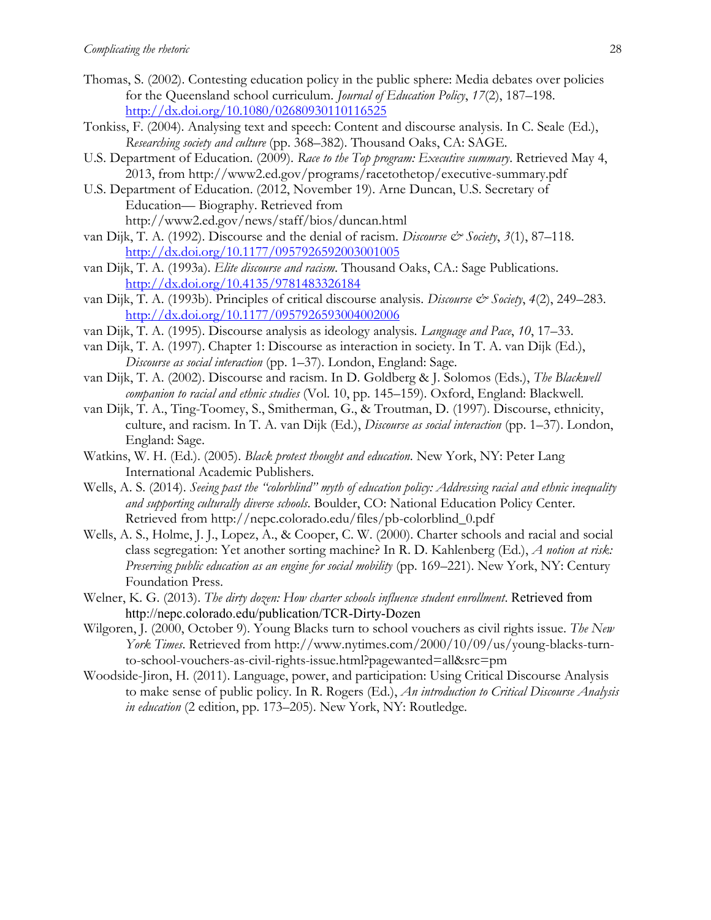Thomas, S. (2002). Contesting education policy in the public sphere: Media debates over policies for the Queensland school curriculum. *Journal of Education Policy*, *17*(2), 187–198. http://dx.doi.org/10.1080/02680930110116525

Tonkiss, F. (2004). Analysing text and speech: Content and discourse analysis. In C. Seale (Ed.), *Researching society and culture* (pp. 368–382). Thousand Oaks, CA: SAGE.

U.S. Department of Education. (2009). *Race to the Top program: Executive summary*. Retrieved May 4, 2013, from http://www2.ed.gov/programs/racetothetop/executive-summary.pdf

U.S. Department of Education. (2012, November 19). Arne Duncan, U.S. Secretary of Education— Biography. Retrieved from http://www2.ed.gov/news/staff/bios/duncan.html

van Dijk, T. A. (1992). Discourse and the denial of racism. *Discourse & Society*, *3*(1), 87–118. http://dx.doi.org/10.1177/0957926592003001005

van Dijk, T. A. (1993a). *Elite discourse and racism*. Thousand Oaks, CA.: Sage Publications. http://dx.doi.org/10.4135/9781483326184

van Dijk, T. A. (1993b). Principles of critical discourse analysis. *Discourse & Society*, *4*(2), 249–283. http://dx.doi.org/10.1177/0957926593004002006

van Dijk, T. A. (1995). Discourse analysis as ideology analysis. *Language and Pace*, *10*, 17–33.

van Dijk, T. A. (1997). Chapter 1: Discourse as interaction in society. In T. A. van Dijk (Ed.), *Discourse as social interaction* (pp. 1–37). London, England: Sage.

van Dijk, T. A. (2002). Discourse and racism. In D. Goldberg & J. Solomos (Eds.), *The Blackwell companion to racial and ethnic studies* (Vol. 10, pp. 145–159). Oxford, England: Blackwell.

van Dijk, T. A., Ting-Toomey, S., Smitherman, G., & Troutman, D. (1997). Discourse, ethnicity, culture, and racism. In T. A. van Dijk (Ed.), *Discourse as social interaction* (pp. 1–37). London, England: Sage.

Watkins, W. H. (Ed.). (2005). *Black protest thought and education*. New York, NY: Peter Lang International Academic Publishers.

Wells, A. S. (2014). *Seeing past the "colorblind" myth of education policy: Addressing racial and ethnic inequality and supporting culturally diverse schools*. Boulder, CO: National Education Policy Center. Retrieved from http://nepc.colorado.edu/files/pb-colorblind_0.pdf

Wells, A. S., Holme, J. J., Lopez, A., & Cooper, C. W. (2000). Charter schools and racial and social class segregation: Yet another sorting machine? In R. D. Kahlenberg (Ed.), *A notion at risk: Preserving public education as an engine for social mobility* (pp. 169–221). New York, NY: Century Foundation Press.

Welner, K. G. (2013). *The dirty dozen: How charter schools influence student enrollment*. Retrieved from http://nepc.colorado.edu/publication/TCR-Dirty-Dozen

Wilgoren, J. (2000, October 9). Young Blacks turn to school vouchers as civil rights issue. *The New York Times*. Retrieved from http://www.nytimes.com/2000/10/09/us/young-blacks-turn-to-school-vouchers-as-civil-rights-issue.html?pagewanted=all&src=pm

Woodside-Jiron, H. (2011). Language, power, and participation: Using Critical Discourse Analysis to make sense of public policy. In R. Rogers (Ed.), *An introduction to Critical Discourse Analysis in education* (2 edition, pp. 173–205). New York, NY: Routledge.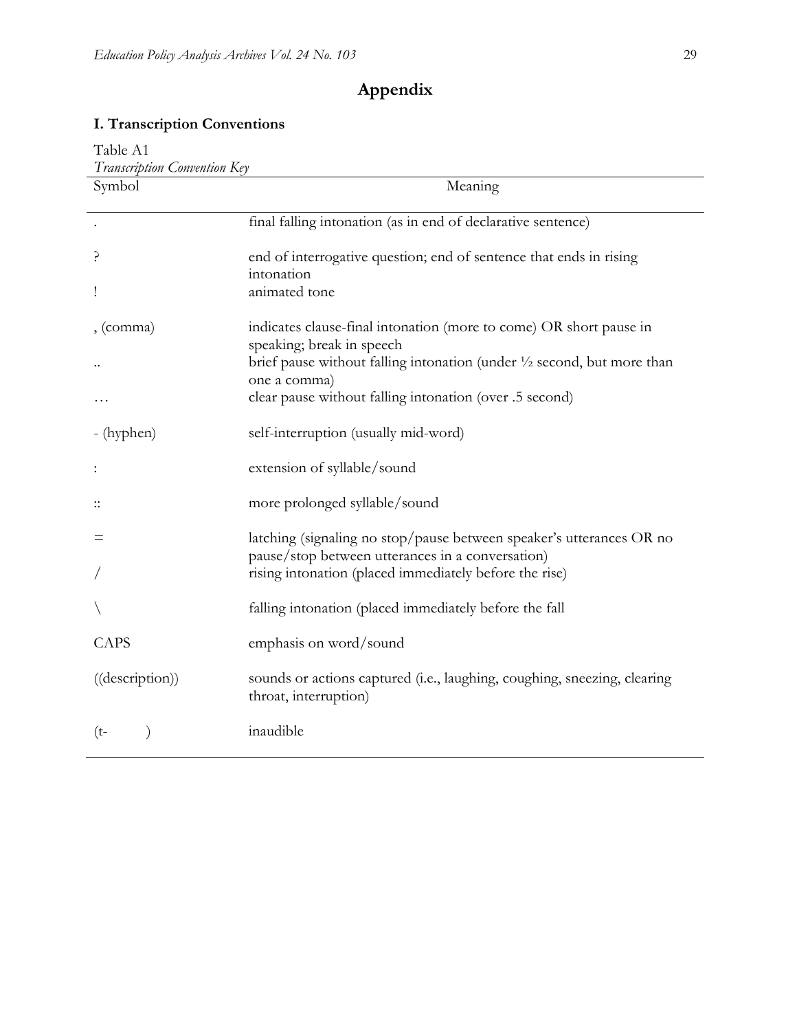# Appendix

## I. Transcription Conventions

Table A1
*Transcription Convention Key*

| Symbol | Meaning |
|---|---|
| . | final falling intonation (as in end of declarative sentence) |
| ? | end of interrogative question; end of sentence that ends in rising intonation |
| ! | animated tone |
| , (comma) | indicates clause-final intonation (more to come) OR short pause in speaking; break in speech |
| .. | brief pause without falling intonation (under ½ second, but more than one a comma) |
| … | clear pause without falling intonation (over .5 second) |
| - (hyphen) | self-interruption (usually mid-word) |
| : | extension of syllable/sound |
| :: | more prolonged syllable/sound |
| = | latching (signaling no stop/pause between speaker's utterances OR no pause/stop between utterances in a conversation) |
| / | rising intonation (placed immediately before the rise) |
| \ | falling intonation (placed immediately before the fall |
| CAPS | emphasis on word/sound |
| ((description)) | sounds or actions captured (i.e., laughing, coughing, sneezing, clearing throat, interruption) |
| (t-      ) | inaudible |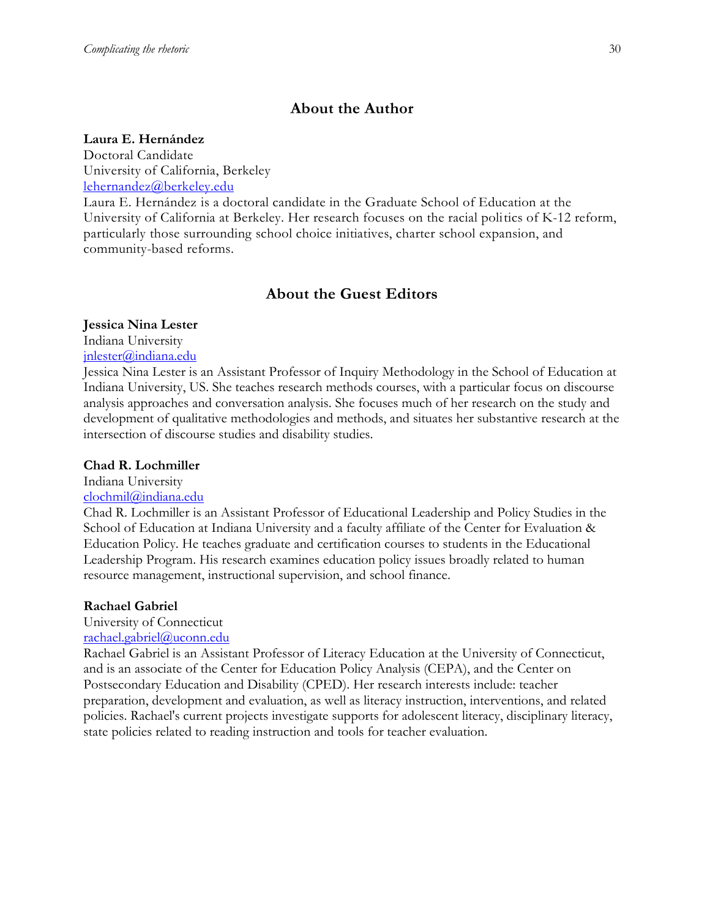## About the Author

**Laura E. Hernández**
Doctoral Candidate
University of California, Berkeley
lehernandez@berkeley.edu
Laura E. Hernández is a doctoral candidate in the Graduate School of Education at the University of California at Berkeley. Her research focuses on the racial politics of K-12 reform, particularly those surrounding school choice initiatives, charter school expansion, and community-based reforms.

## About the Guest Editors

**Jessica Nina Lester**
Indiana University
jnlester@indiana.edu
Jessica Nina Lester is an Assistant Professor of Inquiry Methodology in the School of Education at Indiana University, US. She teaches research methods courses, with a particular focus on discourse analysis approaches and conversation analysis. She focuses much of her research on the study and development of qualitative methodologies and methods, and situates her substantive research at the intersection of discourse studies and disability studies.

**Chad R. Lochmiller**
Indiana University
clochmil@indiana.edu
Chad R. Lochmiller is an Assistant Professor of Educational Leadership and Policy Studies in the School of Education at Indiana University and a faculty affiliate of the Center for Evaluation & Education Policy. He teaches graduate and certification courses to students in the Educational Leadership Program. His research examines education policy issues broadly related to human resource management, instructional supervision, and school finance.

**Rachael Gabriel**
University of Connecticut
rachael.gabriel@uconn.edu
Rachael Gabriel is an Assistant Professor of Literacy Education at the University of Connecticut, and is an associate of the Center for Education Policy Analysis (CEPA), and the Center on Postsecondary Education and Disability (CPED). Her research interests include: teacher preparation, development and evaluation, as well as literacy instruction, interventions, and related policies. Rachael's current projects investigate supports for adolescent literacy, disciplinary literacy, state policies related to reading instruction and tools for teacher evaluation.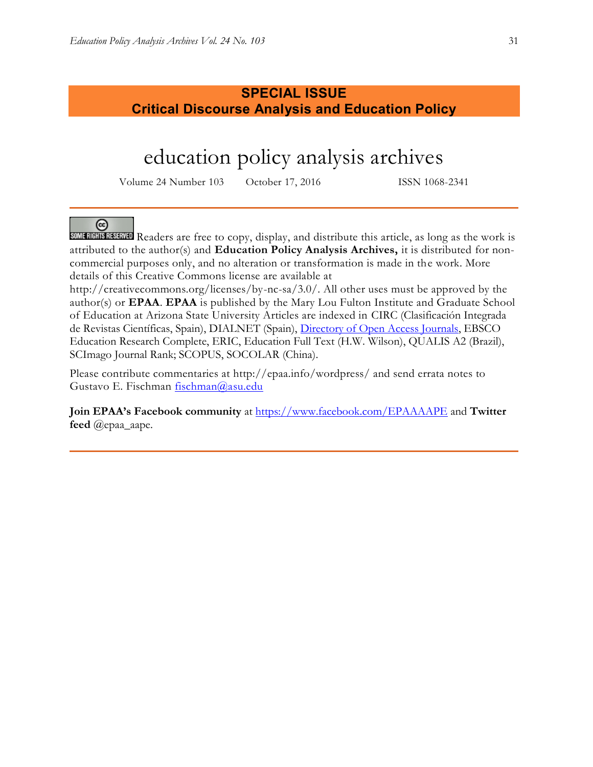**SPECIAL ISSUE**
**Critical Discourse Analysis and Education Policy**

# education policy analysis archives

Volume 24 Number 103 October 17, 2016 ISSN 1068-2341

---

SOME RIGHTS RESERVED Readers are free to copy, display, and distribute this article, as long as the work is attributed to the author(s) and **Education Policy Analysis Archives,** it is distributed for non-commercial purposes only, and no alteration or transformation is made in the work. More details of this Creative Commons license are available at http://creativecommons.org/licenses/by-nc-sa/3.0/. All other uses must be approved by the author(s) or **EPAA**. **EPAA** is published by the Mary Lou Fulton Institute and Graduate School of Education at Arizona State University Articles are indexed in CIRC (Clasificación Integrada de Revistas Científicas, Spain), DIALNET (Spain), Directory of Open Access Journals, EBSCO Education Research Complete, ERIC, Education Full Text (H.W. Wilson), QUALIS A2 (Brazil), SCImago Journal Rank; SCOPUS, SOCOLAR (China).

Please contribute commentaries at http://epaa.info/wordpress/ and send errata notes to Gustavo E. Fischman fischman@asu.edu

**Join EPAA's Facebook community** at https://www.facebook.com/EPAAAAPE and **Twitter feed** @epaa_aape.

---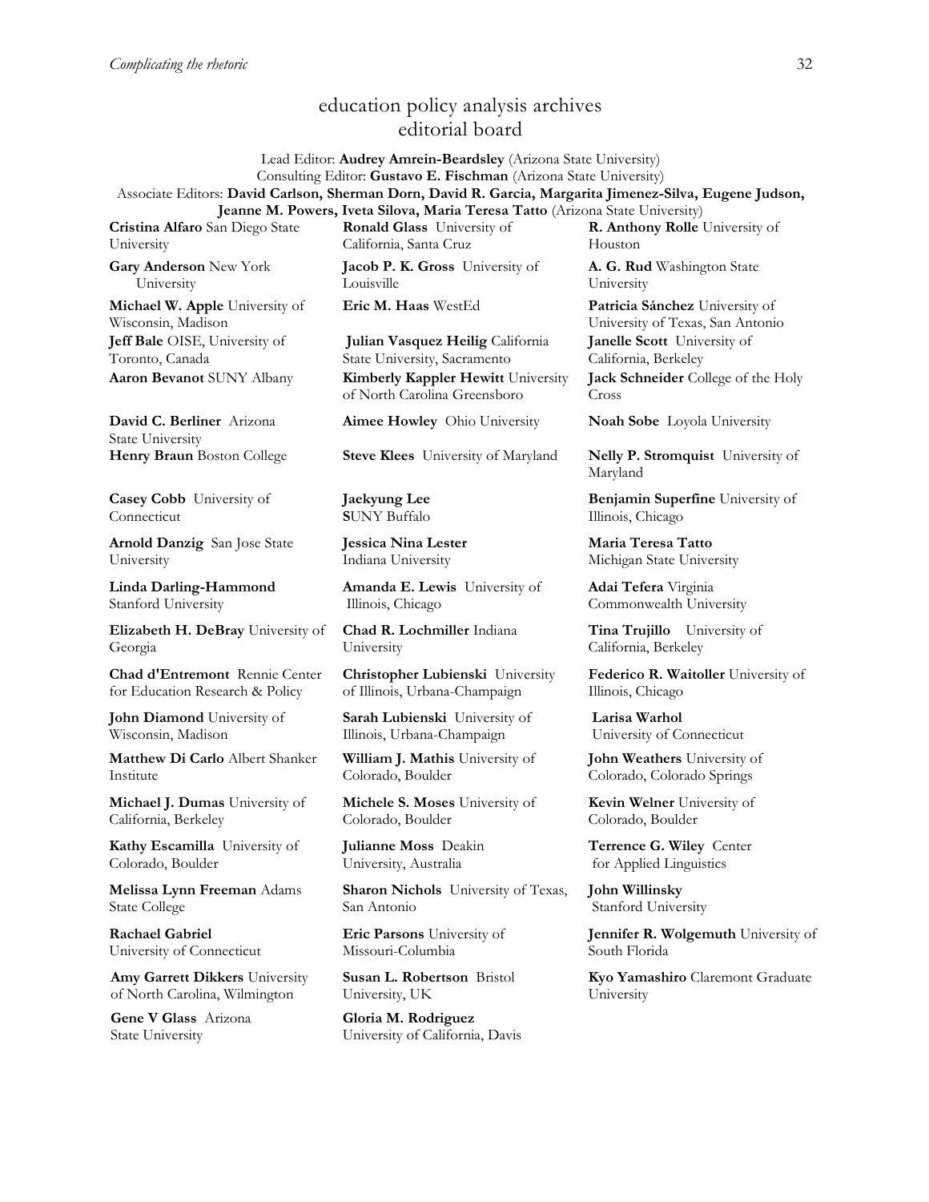# education policy analysis archives
## editorial board

Lead Editor: **Audrey Amrein-Beardsley** (Arizona State University)
Consulting Editor: **Gustavo E. Fischman** (Arizona State University)
Associate Editors: **David Carlson, Sherman Dorn, David R. Garcia, Margarita Jimenez-Silva, Eugene Judson, Jeanne M. Powers, Iveta Silova, Maria Teresa Tatto** (Arizona State University)

**Cristina Alfaro** San Diego State University

**Gary Anderson** New York University

**Michael W. Apple** University of Wisconsin, Madison

**Jeff Bale** OISE, University of Toronto, Canada

**Aaron Bevanot** SUNY Albany

**David C. Berliner** Arizona State University

**Henry Braun** Boston College

**Casey Cobb** University of Connecticut

**Arnold Danzig** San Jose State University

**Linda Darling-Hammond** Stanford University

**Elizabeth H. DeBray** University of Georgia

**Chad d'Entremont** Rennie Center for Education Research & Policy

**John Diamond** University of Wisconsin, Madison

**Matthew Di Carlo** Albert Shanker Institute

**Michael J. Dumas** University of California, Berkeley

**Kathy Escamilla** University of Colorado, Boulder

**Melissa Lynn Freeman** Adams State College

**Rachael Gabriel** University of Connecticut

**Amy Garrett Dikkers** University of North Carolina, Wilmington

**Gene V Glass** Arizona State University

**Ronald Glass** University of California, Santa Cruz

**Jacob P. K. Gross** University of Louisville

**Eric M. Haas** WestEd

**Julian Vasquez Heilig** California State University, Sacramento

**Kimberly Kappler Hewitt** University of North Carolina Greensboro

**Aimee Howley** Ohio University

**Steve Klees** University of Maryland

**Jaekyung Lee** SUNY Buffalo

**Jessica Nina Lester** Indiana University

**Amanda E. Lewis** University of Illinois, Chicago

**Chad R. Lochmiller** Indiana University

**Christopher Lubienski** University of Illinois, Urbana-Champaign

**Sarah Lubienski** University of Illinois, Urbana-Champaign

**William J. Mathis** University of Colorado, Boulder

**Michele S. Moses** University of Colorado, Boulder

**Julianne Moss** Deakin University, Australia

**Sharon Nichols** University of Texas, San Antonio

**Eric Parsons** University of Missouri-Columbia

**Susan L. Robertson** Bristol University, UK

**Gloria M. Rodriguez** University of California, Davis

**R. Anthony Rolle** University of Houston

**A. G. Rud** Washington State University

**Patricia Sánchez** University of University of Texas, San Antonio

**Janelle Scott** University of California, Berkeley

**Jack Schneider** College of the Holy Cross

**Noah Sobe** Loyola University

**Nelly P. Stromquist** University of Maryland

**Benjamin Superfine** University of Illinois, Chicago

**Maria Teresa Tatto** Michigan State University

**Adai Tefera** Virginia Commonwealth University

**Tina Trujillo** University of California, Berkeley

**Federico R. Waitoller** University of Illinois, Chicago

**Larisa Warhol** University of Connecticut

**John Weathers** University of Colorado, Colorado Springs

**Kevin Welner** University of Colorado, Boulder

**Terrence G. Wiley** Center for Applied Linguistics

**John Willinsky** Stanford University

**Jennifer R. Wolgemuth** University of South Florida

**Kyo Yamashiro** Claremont Graduate University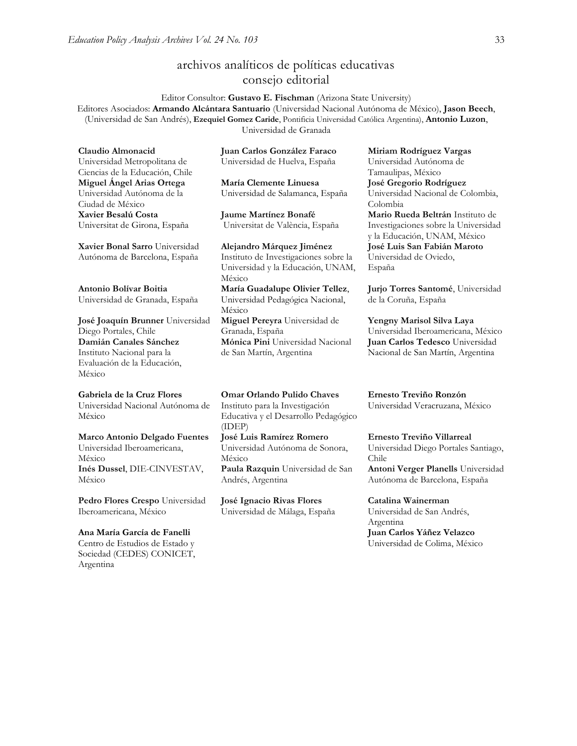# archivos analíticos de políticas educativas
## consejo editorial

Editor Consultor: **Gustavo E. Fischman** (Arizona State University)
Editores Asociados: **Armando Alcántara Santuario** (Universidad Nacional Autónoma de México), **Jason Beech**, (Universidad de San Andrés), **Ezequiel Gomez Caride**, Pontificia Universidad Católica Argentina), **Antonio Luzon**, Universidad de Granada

**Claudio Almonacid** Universidad Metropolitana de Ciencias de la Educación, Chile
**Miguel Ángel Arias Ortega** Universidad Autónoma de la Ciudad de México
**Xavier Besalú Costa** Universitat de Girona, España

**Xavier Bonal Sarro** Universidad Autónoma de Barcelona, España

**Antonio Bolívar Boitia** Universidad de Granada, España

**José Joaquín Brunner** Universidad Diego Portales, Chile
**Damián Canales Sánchez** Instituto Nacional para la Evaluación de la Educación, México

**Gabriela de la Cruz Flores** Universidad Nacional Autónoma de México

**Marco Antonio Delgado Fuentes** Universidad Iberoamericana, México
**Inés Dussel**, DIE-CINVESTAV, México

**Pedro Flores Crespo** Universidad Iberoamericana, México

**Ana María García de Fanelli** Centro de Estudios de Estado y Sociedad (CEDES) CONICET, Argentina

**Juan Carlos González Faraco** Universidad de Huelva, España

**María Clemente Linuesa** Universidad de Salamanca, España

**Jaume Martínez Bonafé** Universitat de València, España

**Alejandro Márquez Jiménez** Instituto de Investigaciones sobre la Universidad y la Educación, UNAM, México
**María Guadalupe Olivier Tellez**, Universidad Pedagógica Nacional, México
**Miguel Pereyra** Universidad de Granada, España
**Mónica Pini** Universidad Nacional de San Martín, Argentina

**Omar Orlando Pulido Chaves** Instituto para la Investigación Educativa y el Desarrollo Pedagógico (IDEP)
**José Luis Ramírez Romero** Universidad Autónoma de Sonora, México
**Paula Razquin** Universidad de San Andrés, Argentina

**José Ignacio Rivas Flores** Universidad de Málaga, España

**Miriam Rodríguez Vargas** Universidad Autónoma de Tamaulipas, México
**José Gregorio Rodríguez** Universidad Nacional de Colombia, Colombia
**Mario Rueda Beltrán** Instituto de Investigaciones sobre la Universidad y la Educación, UNAM, México
**José Luis San Fabián Maroto** Universidad de Oviedo, España

**Jurjo Torres Santomé**, Universidad de la Coruña, España

**Yengny Marisol Silva Laya** Universidad Iberoamericana, México
**Juan Carlos Tedesco** Universidad Nacional de San Martín, Argentina

**Ernesto Treviño Ronzón** Universidad Veracruzana, México

**Ernesto Treviño Villarreal** Universidad Diego Portales Santiago, Chile
**Antoni Verger Planells** Universidad Autónoma de Barcelona, España

**Catalina Wainerman** Universidad de San Andrés, Argentina
**Juan Carlos Yáñez Velazco** Universidad de Colima, México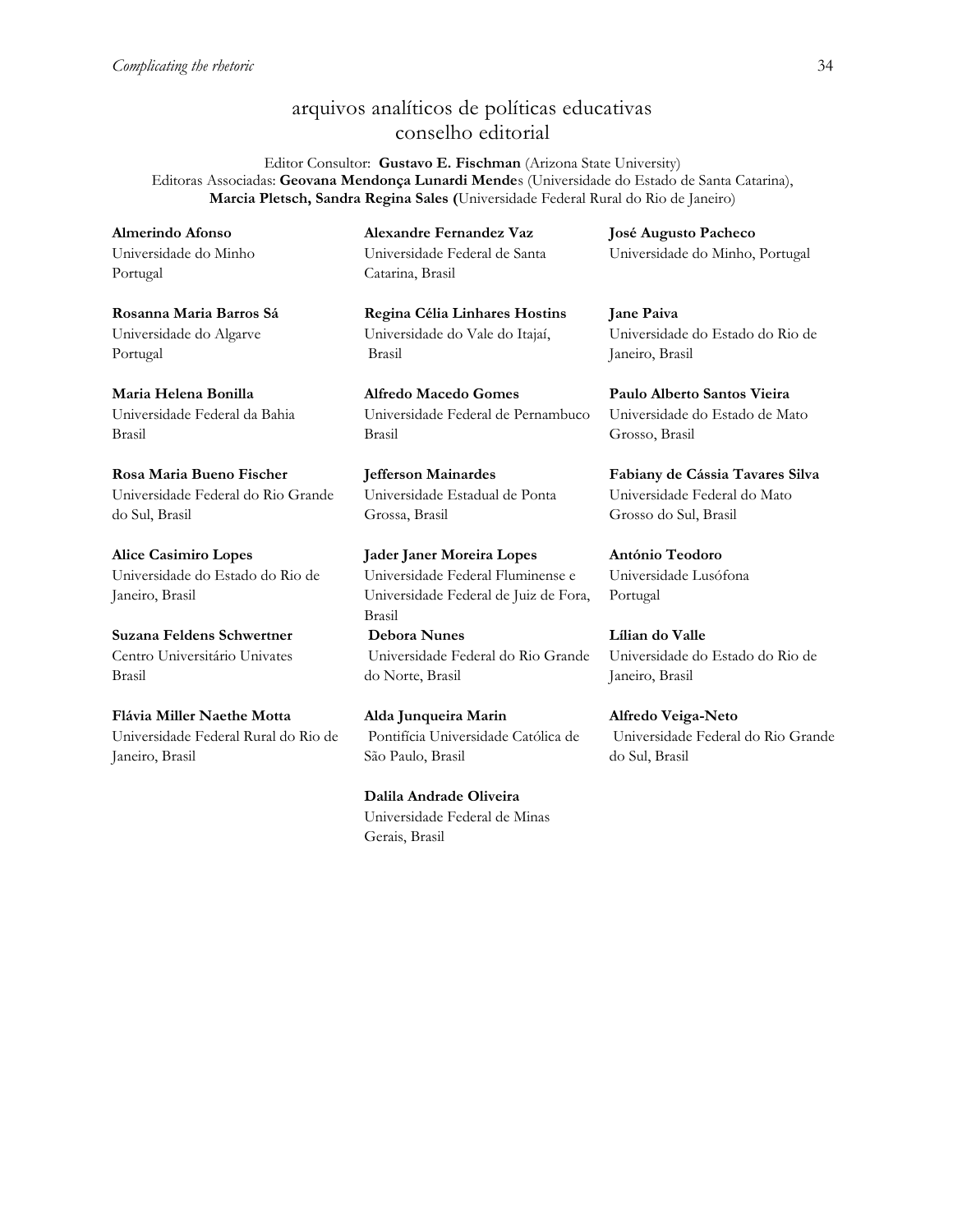## arquivos analíticos de políticas educativas
## conselho editorial

Editor Consultor: **Gustavo E. Fischman** (Arizona State University)
Editoras Associadas: **Geovana Mendonça Lunardi Mende**s (Universidade do Estado de Santa Catarina), **Marcia Pletsch, Sandra Regina Sales (**Universidade Federal Rural do Rio de Janeiro)

**Almerindo Afonso**
Universidade do Minho
Portugal

**Rosanna Maria Barros Sá**
Universidade do Algarve
Portugal

**Maria Helena Bonilla**
Universidade Federal da Bahia
Brasil

**Rosa Maria Bueno Fischer**
Universidade Federal do Rio Grande do Sul, Brasil

**Alice Casimiro Lopes**
Universidade do Estado do Rio de Janeiro, Brasil

**Suzana Feldens Schwertner**
Centro Universitário Univates
Brasil

**Flávia Miller Naethe Motta**
Universidade Federal Rural do Rio de Janeiro, Brasil

**Alexandre Fernandez Vaz**
Universidade Federal de Santa Catarina, Brasil

**Regina Célia Linhares Hostins**
Universidade do Vale do Itajaí, Brasil

**Alfredo Macedo Gomes**
Universidade Federal de Pernambuco
Brasil

**Jefferson Mainardes**
Universidade Estadual de Ponta Grossa, Brasil

**Jader Janer Moreira Lopes**
Universidade Federal Fluminense e Universidade Federal de Juiz de Fora, Brasil

**Debora Nunes**
Universidade Federal do Rio Grande do Norte, Brasil

**Alda Junqueira Marin**
Pontifícia Universidade Católica de São Paulo, Brasil

**Dalila Andrade Oliveira**
Universidade Federal de Minas Gerais, Brasil

**José Augusto Pacheco**
Universidade do Minho, Portugal

**Jane Paiva**
Universidade do Estado do Rio de Janeiro, Brasil

**Paulo Alberto Santos Vieira**
Universidade do Estado de Mato Grosso, Brasil

**Fabiany de Cássia Tavares Silva**
Universidade Federal do Mato Grosso do Sul, Brasil

**António Teodoro**
Universidade Lusófona
Portugal

**Lílian do Valle**
Universidade do Estado do Rio de Janeiro, Brasil

**Alfredo Veiga-Neto**
Universidade Federal do Rio Grande do Sul, Brasil